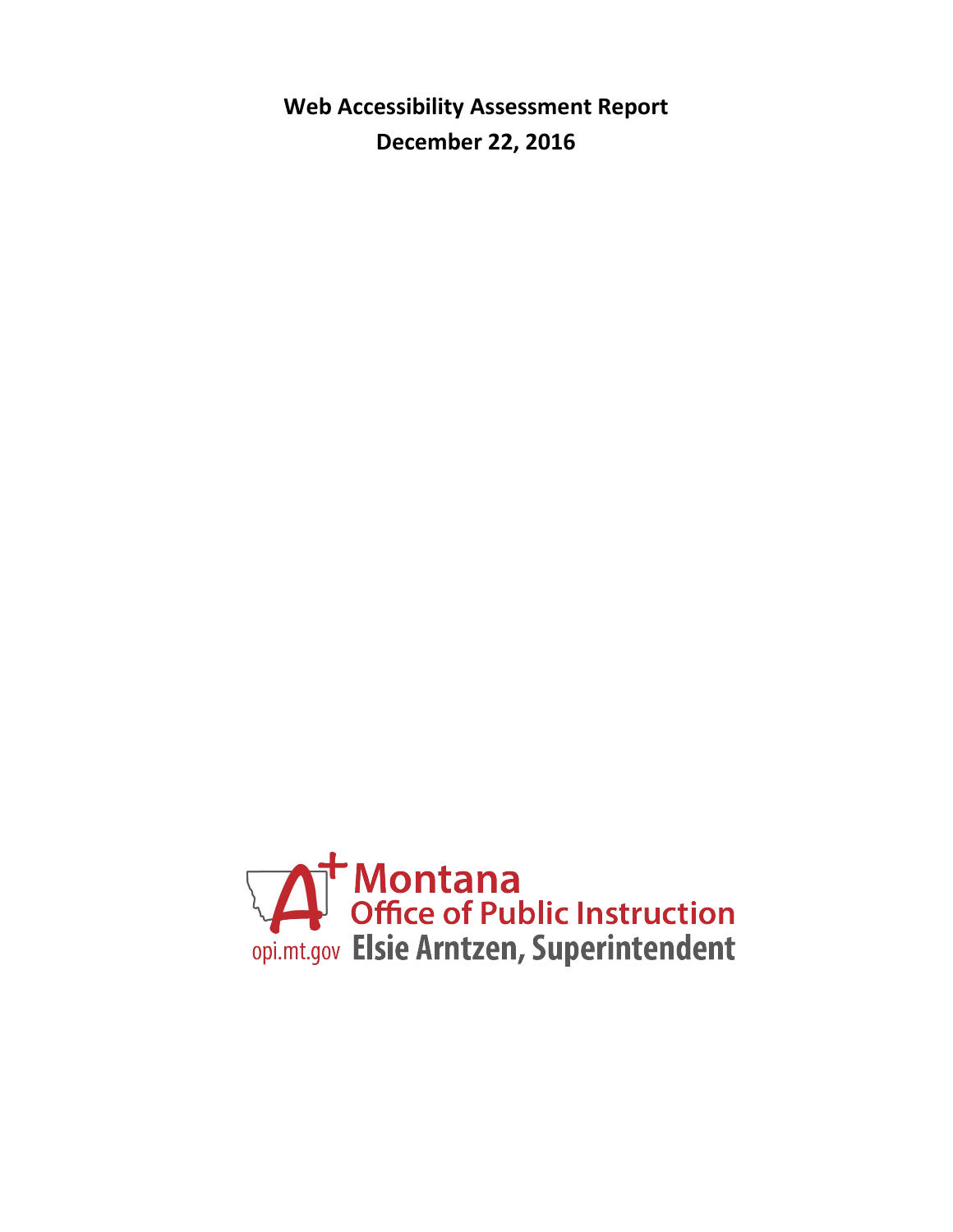# Web Accessibility Assessment Report

**December 22, 2016**

Montana
Office of Public Instruction
opi.mt.gov Elsie Arntzen, Superintendent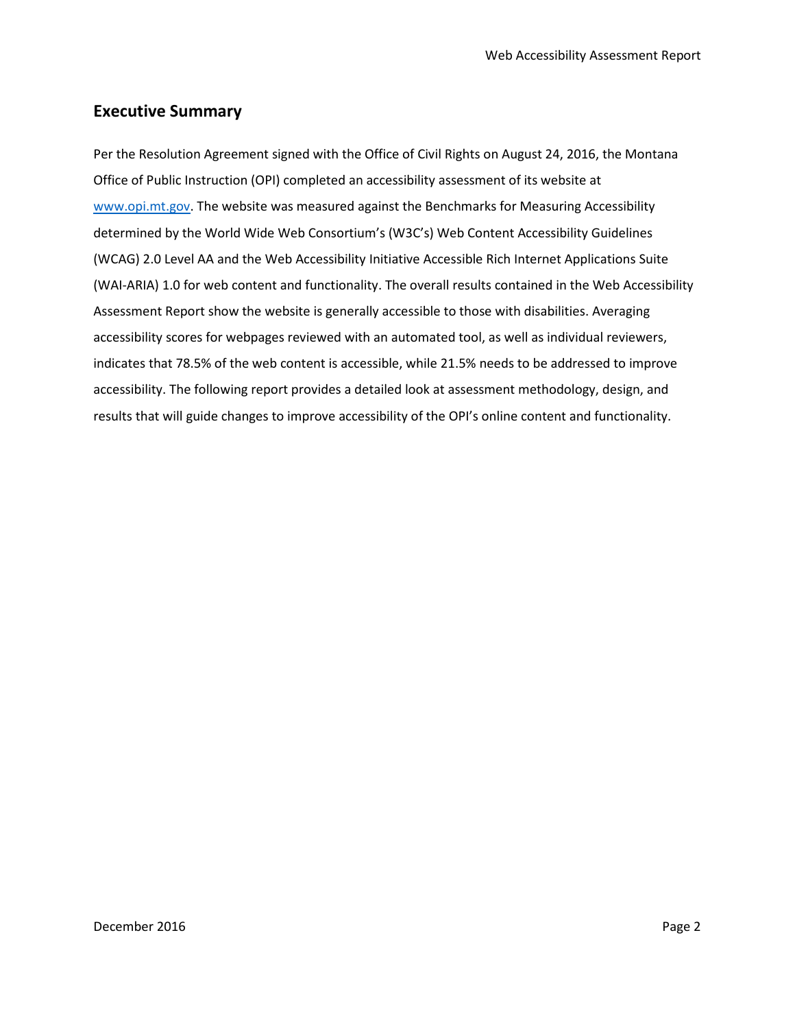## Executive Summary

Per the Resolution Agreement signed with the Office of Civil Rights on August 24, 2016, the Montana Office of Public Instruction (OPI) completed an accessibility assessment of its website at [www.opi.mt.gov](www.opi.mt.gov). The website was measured against the Benchmarks for Measuring Accessibility determined by the World Wide Web Consortium's (W3C's) Web Content Accessibility Guidelines (WCAG) 2.0 Level AA and the Web Accessibility Initiative Accessible Rich Internet Applications Suite (WAI-ARIA) 1.0 for web content and functionality. The overall results contained in the Web Accessibility Assessment Report show the website is generally accessible to those with disabilities. Averaging accessibility scores for webpages reviewed with an automated tool, as well as individual reviewers, indicates that 78.5% of the web content is accessible, while 21.5% needs to be addressed to improve accessibility. The following report provides a detailed look at assessment methodology, design, and results that will guide changes to improve accessibility of the OPI's online content and functionality.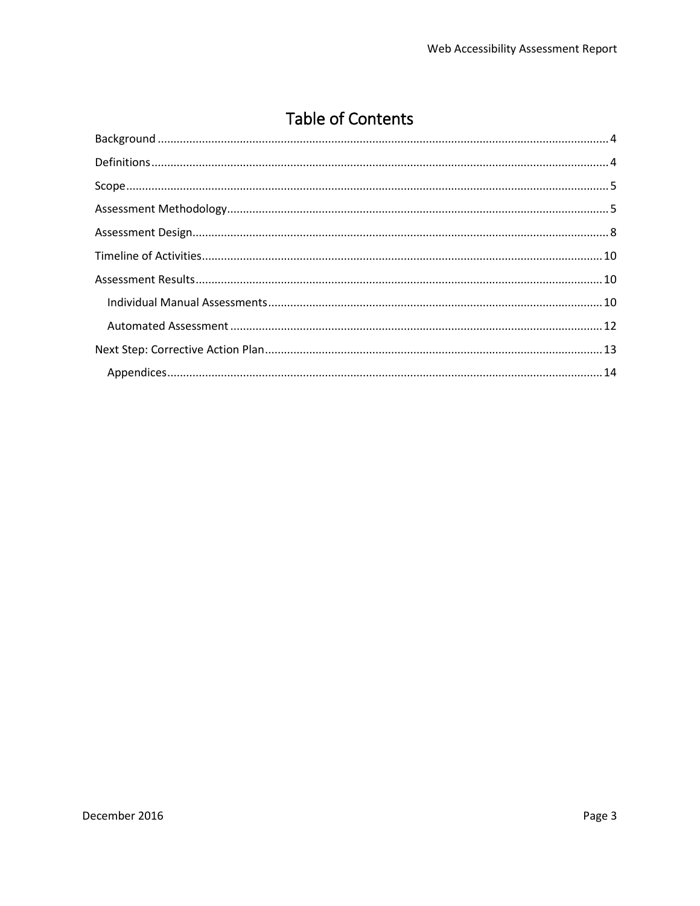# Table of Contents

Background ........................................ 4

Definitions ........................................ 4

Scope ........................................ 5

Assessment Methodology ........................................ 5

Assessment Design ........................................ 8

Timeline of Activities ........................................ 10

Assessment Results ........................................ 10

- Individual Manual Assessments ........................................ 10
- Automated Assessment ........................................ 12

Next Step: Corrective Action Plan ........................................ 13

- Appendices ........................................ 14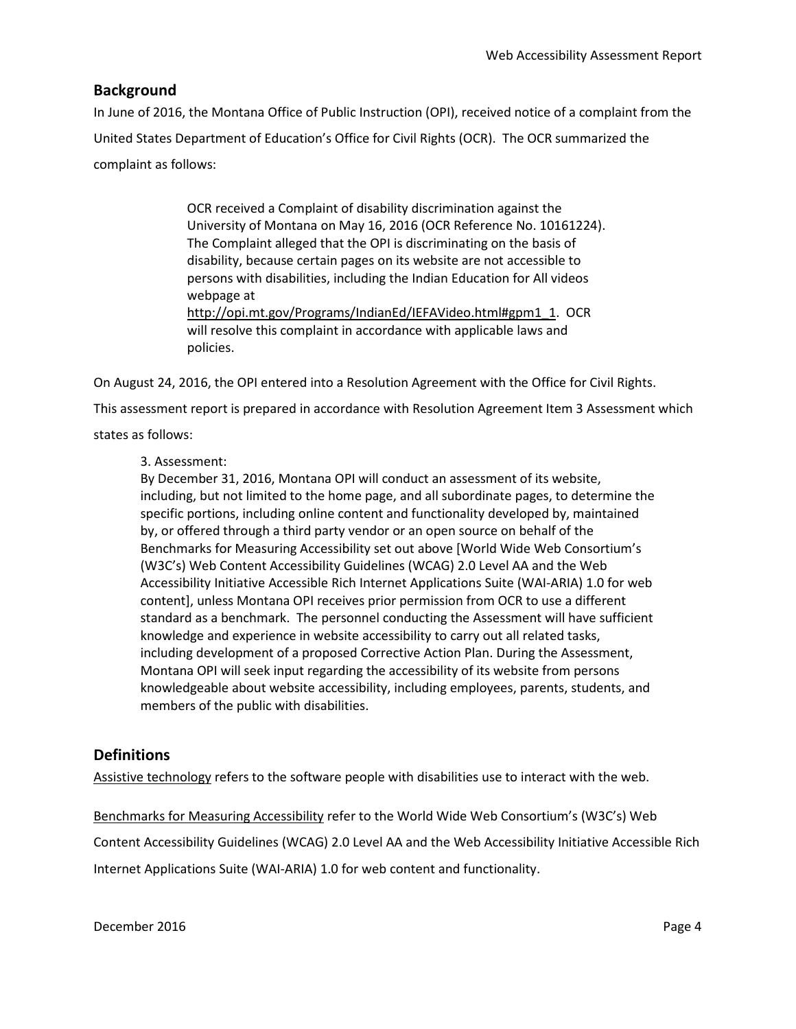## Background

In June of 2016, the Montana Office of Public Instruction (OPI), received notice of a complaint from the United States Department of Education's Office for Civil Rights (OCR). The OCR summarized the complaint as follows:

> OCR received a Complaint of disability discrimination against the University of Montana on May 16, 2016 (OCR Reference No. 10161224). The Complaint alleged that the OPI is discriminating on the basis of disability, because certain pages on its website are not accessible to persons with disabilities, including the Indian Education for All videos webpage at http://opi.mt.gov/Programs/IndianEd/IEFAVideo.html#gpm1_1. OCR will resolve this complaint in accordance with applicable laws and policies.

On August 24, 2016, the OPI entered into a Resolution Agreement with the Office for Civil Rights. This assessment report is prepared in accordance with Resolution Agreement Item 3 Assessment which states as follows:

> 3. Assessment:
> By December 31, 2016, Montana OPI will conduct an assessment of its website, including, but not limited to the home page, and all subordinate pages, to determine the specific portions, including online content and functionality developed by, maintained by, or offered through a third party vendor or an open source on behalf of the Benchmarks for Measuring Accessibility set out above [World Wide Web Consortium's (W3C's) Web Content Accessibility Guidelines (WCAG) 2.0 Level AA and the Web Accessibility Initiative Accessible Rich Internet Applications Suite (WAI-ARIA) 1.0 for web content], unless Montana OPI receives prior permission from OCR to use a different standard as a benchmark. The personnel conducting the Assessment will have sufficient knowledge and experience in website accessibility to carry out all related tasks, including development of a proposed Corrective Action Plan. During the Assessment, Montana OPI will seek input regarding the accessibility of its website from persons knowledgeable about website accessibility, including employees, parents, students, and members of the public with disabilities.

## Definitions

Assistive technology refers to the software people with disabilities use to interact with the web.

Benchmarks for Measuring Accessibility refer to the World Wide Web Consortium's (W3C's) Web Content Accessibility Guidelines (WCAG) 2.0 Level AA and the Web Accessibility Initiative Accessible Rich Internet Applications Suite (WAI-ARIA) 1.0 for web content and functionality.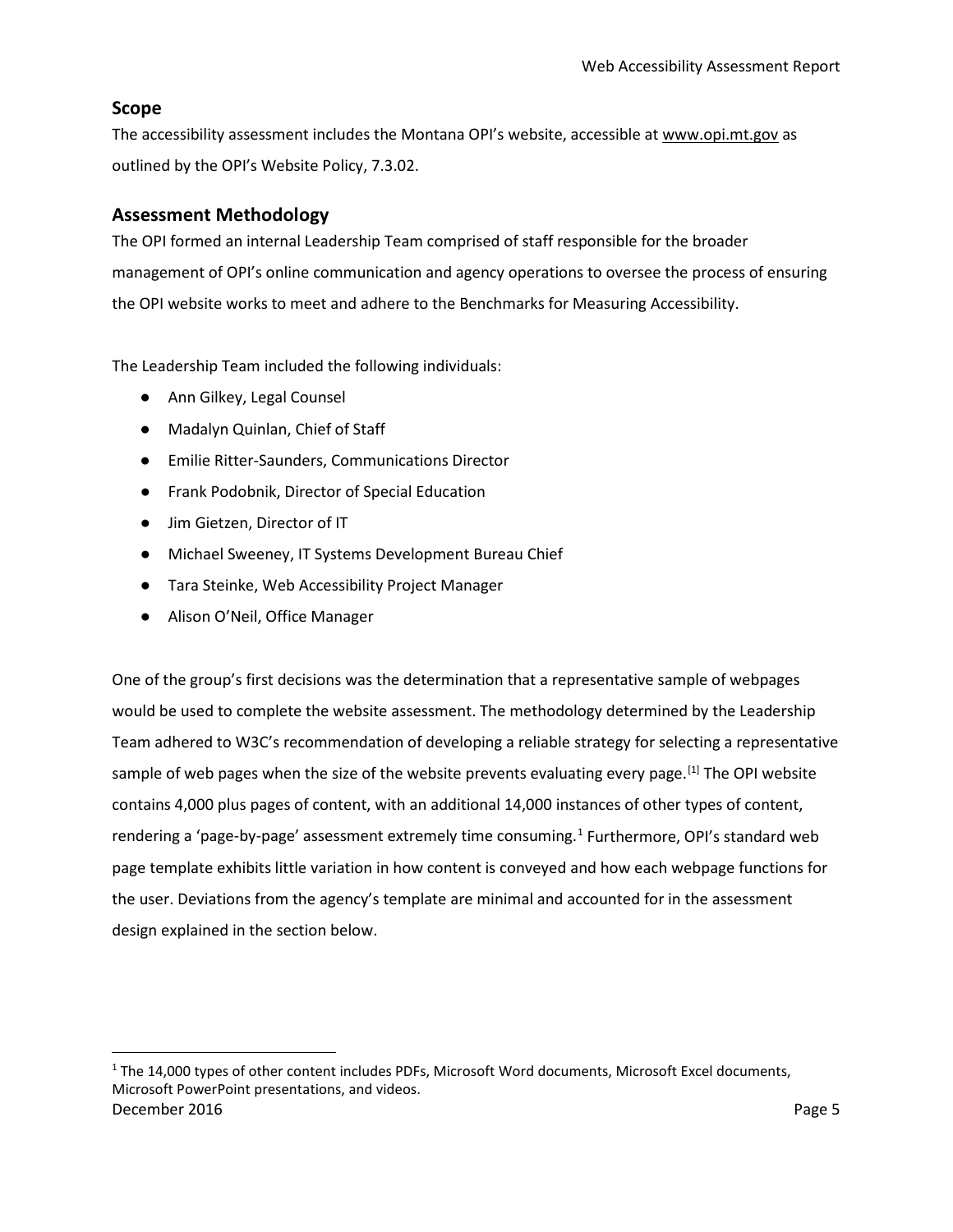## Scope

The accessibility assessment includes the Montana OPI's website, accessible at www.opi.mt.gov as outlined by the OPI's Website Policy, 7.3.02.

## Assessment Methodology

The OPI formed an internal Leadership Team comprised of staff responsible for the broader management of OPI's online communication and agency operations to oversee the process of ensuring the OPI website works to meet and adhere to the Benchmarks for Measuring Accessibility.

The Leadership Team included the following individuals:

- Ann Gilkey, Legal Counsel
- Madalyn Quinlan, Chief of Staff
- Emilie Ritter-Saunders, Communications Director
- Frank Podobnik, Director of Special Education
- Jim Gietzen, Director of IT
- Michael Sweeney, IT Systems Development Bureau Chief
- Tara Steinke, Web Accessibility Project Manager
- Alison O'Neil, Office Manager

One of the group's first decisions was the determination that a representative sample of webpages would be used to complete the website assessment. The methodology determined by the Leadership Team adhered to W3C's recommendation of developing a reliable strategy for selecting a representative sample of web pages when the size of the website prevents evaluating every page.[1] The OPI website contains 4,000 plus pages of content, with an additional 14,000 instances of other types of content, rendering a 'page-by-page' assessment extremely time consuming.[1] Furthermore, OPI's standard web page template exhibits little variation in how content is conveyed and how each webpage functions for the user. Deviations from the agency's template are minimal and accounted for in the assessment design explained in the section below.

[1] The 14,000 types of other content includes PDFs, Microsoft Word documents, Microsoft Excel documents, Microsoft PowerPoint presentations, and videos.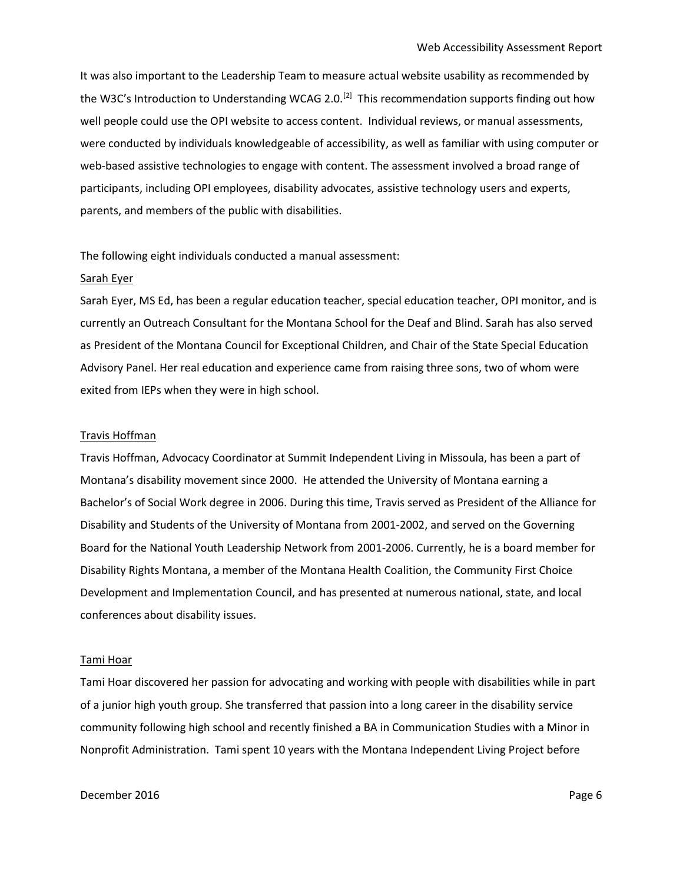It was also important to the Leadership Team to measure actual website usability as recommended by the W3C's Introduction to Understanding WCAG 2.0.[2] This recommendation supports finding out how well people could use the OPI website to access content. Individual reviews, or manual assessments, were conducted by individuals knowledgeable of accessibility, as well as familiar with using computer or web-based assistive technologies to engage with content. The assessment involved a broad range of participants, including OPI employees, disability advocates, assistive technology users and experts, parents, and members of the public with disabilities.

The following eight individuals conducted a manual assessment:

Sarah Eyer

Sarah Eyer, MS Ed, has been a regular education teacher, special education teacher, OPI monitor, and is currently an Outreach Consultant for the Montana School for the Deaf and Blind. Sarah has also served as President of the Montana Council for Exceptional Children, and Chair of the State Special Education Advisory Panel. Her real education and experience came from raising three sons, two of whom were exited from IEPs when they were in high school.

Travis Hoffman

Travis Hoffman, Advocacy Coordinator at Summit Independent Living in Missoula, has been a part of Montana's disability movement since 2000. He attended the University of Montana earning a Bachelor's of Social Work degree in 2006. During this time, Travis served as President of the Alliance for Disability and Students of the University of Montana from 2001-2002, and served on the Governing Board for the National Youth Leadership Network from 2001-2006. Currently, he is a board member for Disability Rights Montana, a member of the Montana Health Coalition, the Community First Choice Development and Implementation Council, and has presented at numerous national, state, and local conferences about disability issues.

Tami Hoar

Tami Hoar discovered her passion for advocating and working with people with disabilities while in part of a junior high youth group. She transferred that passion into a long career in the disability service community following high school and recently finished a BA in Communication Studies with a Minor in Nonprofit Administration. Tami spent 10 years with the Montana Independent Living Project before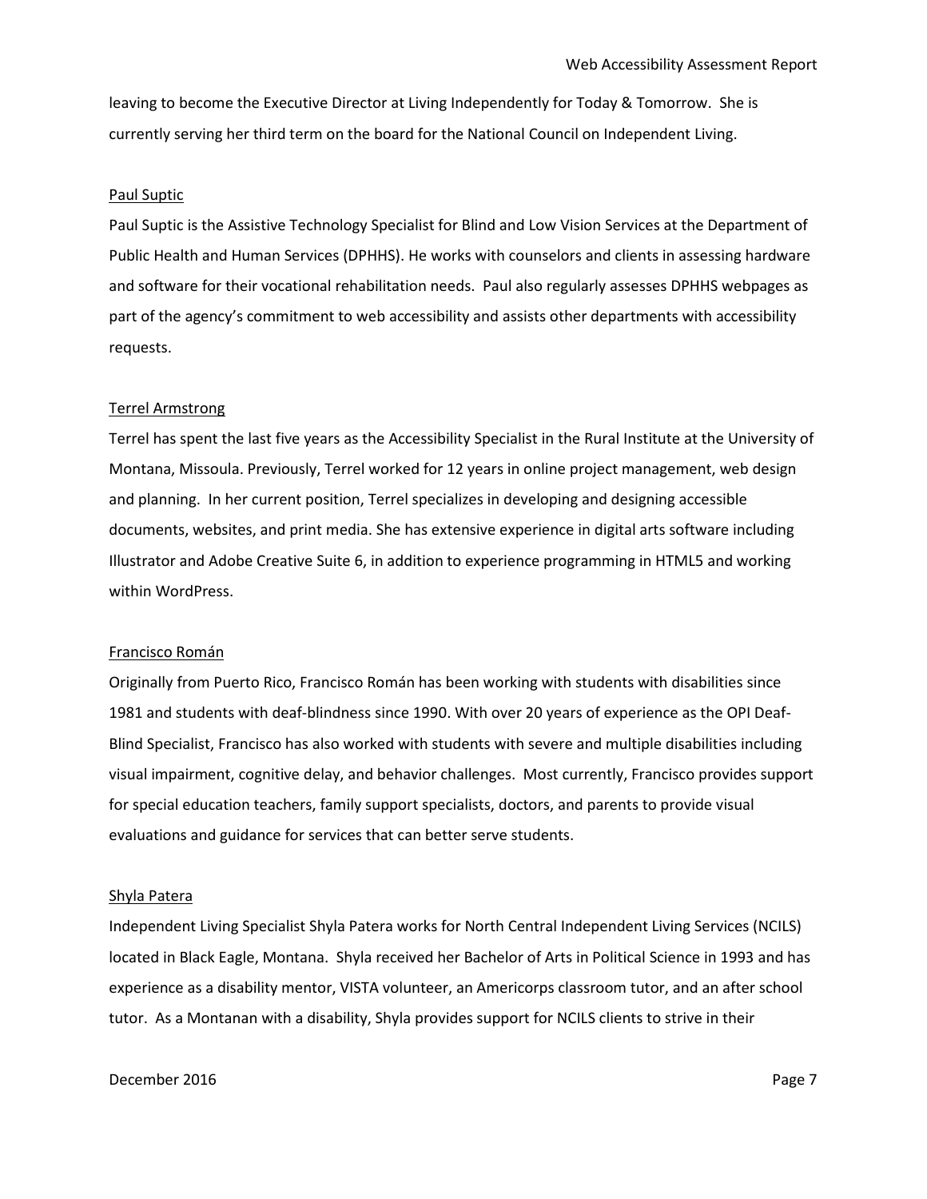leaving to become the Executive Director at Living Independently for Today & Tomorrow. She is currently serving her third term on the board for the National Council on Independent Living.

Paul Suptic

Paul Suptic is the Assistive Technology Specialist for Blind and Low Vision Services at the Department of Public Health and Human Services (DPHHS). He works with counselors and clients in assessing hardware and software for their vocational rehabilitation needs. Paul also regularly assesses DPHHS webpages as part of the agency's commitment to web accessibility and assists other departments with accessibility requests.

Terrel Armstrong

Terrel has spent the last five years as the Accessibility Specialist in the Rural Institute at the University of Montana, Missoula. Previously, Terrel worked for 12 years in online project management, web design and planning. In her current position, Terrel specializes in developing and designing accessible documents, websites, and print media. She has extensive experience in digital arts software including Illustrator and Adobe Creative Suite 6, in addition to experience programming in HTML5 and working within WordPress.

Francisco Román

Originally from Puerto Rico, Francisco Román has been working with students with disabilities since 1981 and students with deaf-blindness since 1990. With over 20 years of experience as the OPI Deaf-Blind Specialist, Francisco has also worked with students with severe and multiple disabilities including visual impairment, cognitive delay, and behavior challenges. Most currently, Francisco provides support for special education teachers, family support specialists, doctors, and parents to provide visual evaluations and guidance for services that can better serve students.

Shyla Patera

Independent Living Specialist Shyla Patera works for North Central Independent Living Services (NCILS) located in Black Eagle, Montana. Shyla received her Bachelor of Arts in Political Science in 1993 and has experience as a disability mentor, VISTA volunteer, an Americorps classroom tutor, and an after school tutor. As a Montanan with a disability, Shyla provides support for NCILS clients to strive in their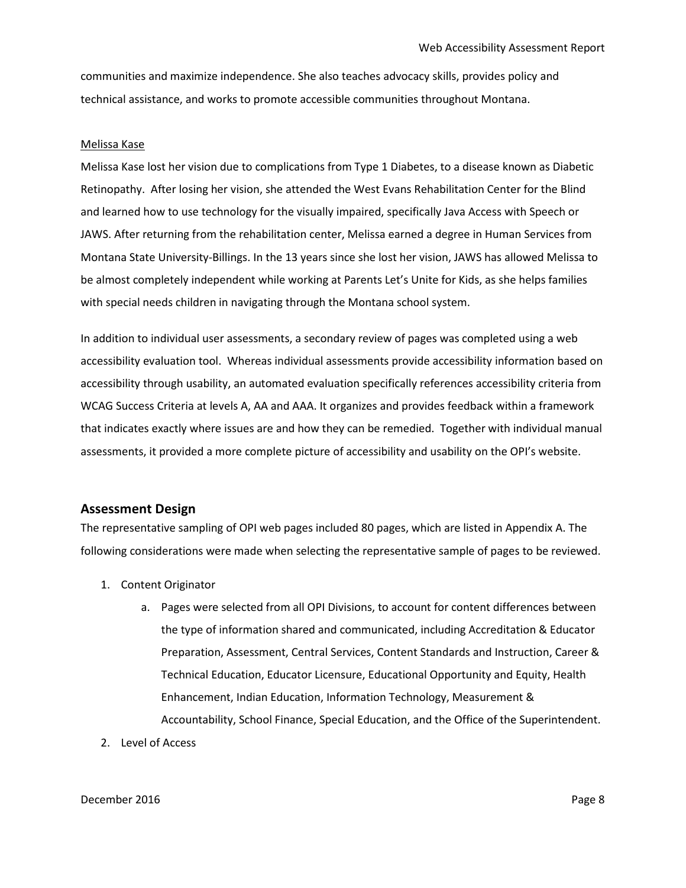communities and maximize independence. She also teaches advocacy skills, provides policy and technical assistance, and works to promote accessible communities throughout Montana.

Melissa Kase

Melissa Kase lost her vision due to complications from Type 1 Diabetes, to a disease known as Diabetic Retinopathy. After losing her vision, she attended the West Evans Rehabilitation Center for the Blind and learned how to use technology for the visually impaired, specifically Java Access with Speech or JAWS. After returning from the rehabilitation center, Melissa earned a degree in Human Services from Montana State University-Billings. In the 13 years since she lost her vision, JAWS has allowed Melissa to be almost completely independent while working at Parents Let's Unite for Kids, as she helps families with special needs children in navigating through the Montana school system.

In addition to individual user assessments, a secondary review of pages was completed using a web accessibility evaluation tool. Whereas individual assessments provide accessibility information based on accessibility through usability, an automated evaluation specifically references accessibility criteria from WCAG Success Criteria at levels A, AA and AAA. It organizes and provides feedback within a framework that indicates exactly where issues are and how they can be remedied. Together with individual manual assessments, it provided a more complete picture of accessibility and usability on the OPI's website.

## Assessment Design

The representative sampling of OPI web pages included 80 pages, which are listed in Appendix A. The following considerations were made when selecting the representative sample of pages to be reviewed.

1. Content Originator
    a. Pages were selected from all OPI Divisions, to account for content differences between the type of information shared and communicated, including Accreditation & Educator Preparation, Assessment, Central Services, Content Standards and Instruction, Career & Technical Education, Educator Licensure, Educational Opportunity and Equity, Health Enhancement, Indian Education, Information Technology, Measurement & Accountability, School Finance, Special Education, and the Office of the Superintendent.
2. Level of Access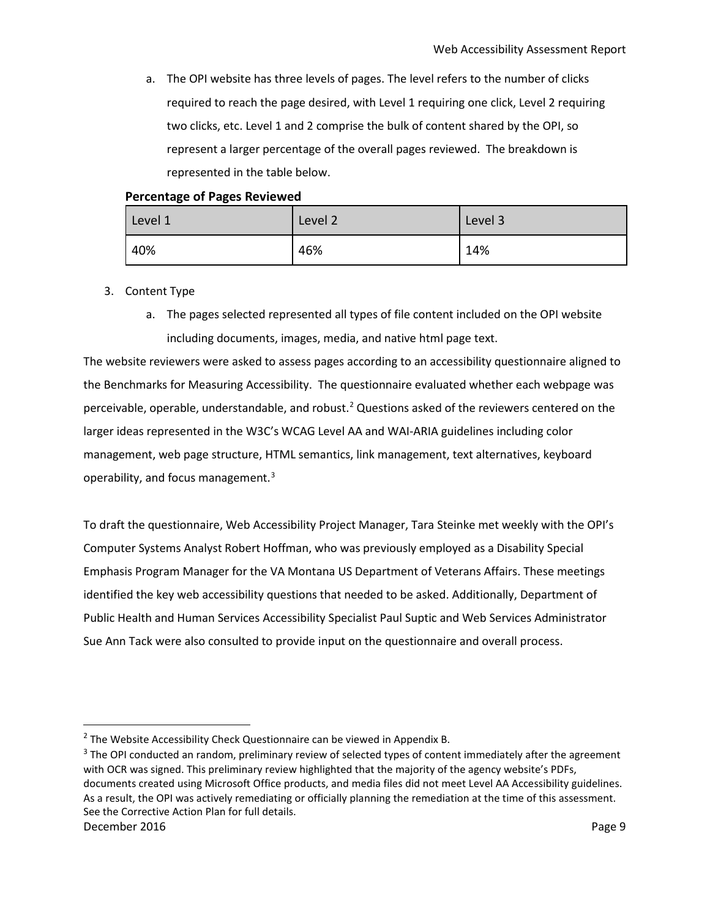a. The OPI website has three levels of pages. The level refers to the number of clicks required to reach the page desired, with Level 1 requiring one click, Level 2 requiring two clicks, etc. Level 1 and 2 comprise the bulk of content shared by the OPI, so represent a larger percentage of the overall pages reviewed. The breakdown is represented in the table below.

**Percentage of Pages Reviewed**

| Level 1 | Level 2 | Level 3 |
|---|---|---|
| 40% | 46% | 14% |

3. Content Type
   a. The pages selected represented all types of file content included on the OPI website including documents, images, media, and native html page text.

The website reviewers were asked to assess pages according to an accessibility questionnaire aligned to the Benchmarks for Measuring Accessibility. The questionnaire evaluated whether each webpage was perceivable, operable, understandable, and robust.[2] Questions asked of the reviewers centered on the larger ideas represented in the W3C's WCAG Level AA and WAI-ARIA guidelines including color management, web page structure, HTML semantics, link management, text alternatives, keyboard operability, and focus management.[3]

To draft the questionnaire, Web Accessibility Project Manager, Tara Steinke met weekly with the OPI's Computer Systems Analyst Robert Hoffman, who was previously employed as a Disability Special Emphasis Program Manager for the VA Montana US Department of Veterans Affairs. These meetings identified the key web accessibility questions that needed to be asked. Additionally, Department of Public Health and Human Services Accessibility Specialist Paul Suptic and Web Services Administrator Sue Ann Tack were also consulted to provide input on the questionnaire and overall process.

---

[2] The Website Accessibility Check Questionnaire can be viewed in Appendix B.

[3] The OPI conducted an random, preliminary review of selected types of content immediately after the agreement with OCR was signed. This preliminary review highlighted that the majority of the agency website's PDFs, documents created using Microsoft Office products, and media files did not meet Level AA Accessibility guidelines. As a result, the OPI was actively remediating or officially planning the remediation at the time of this assessment. See the Corrective Action Plan for full details.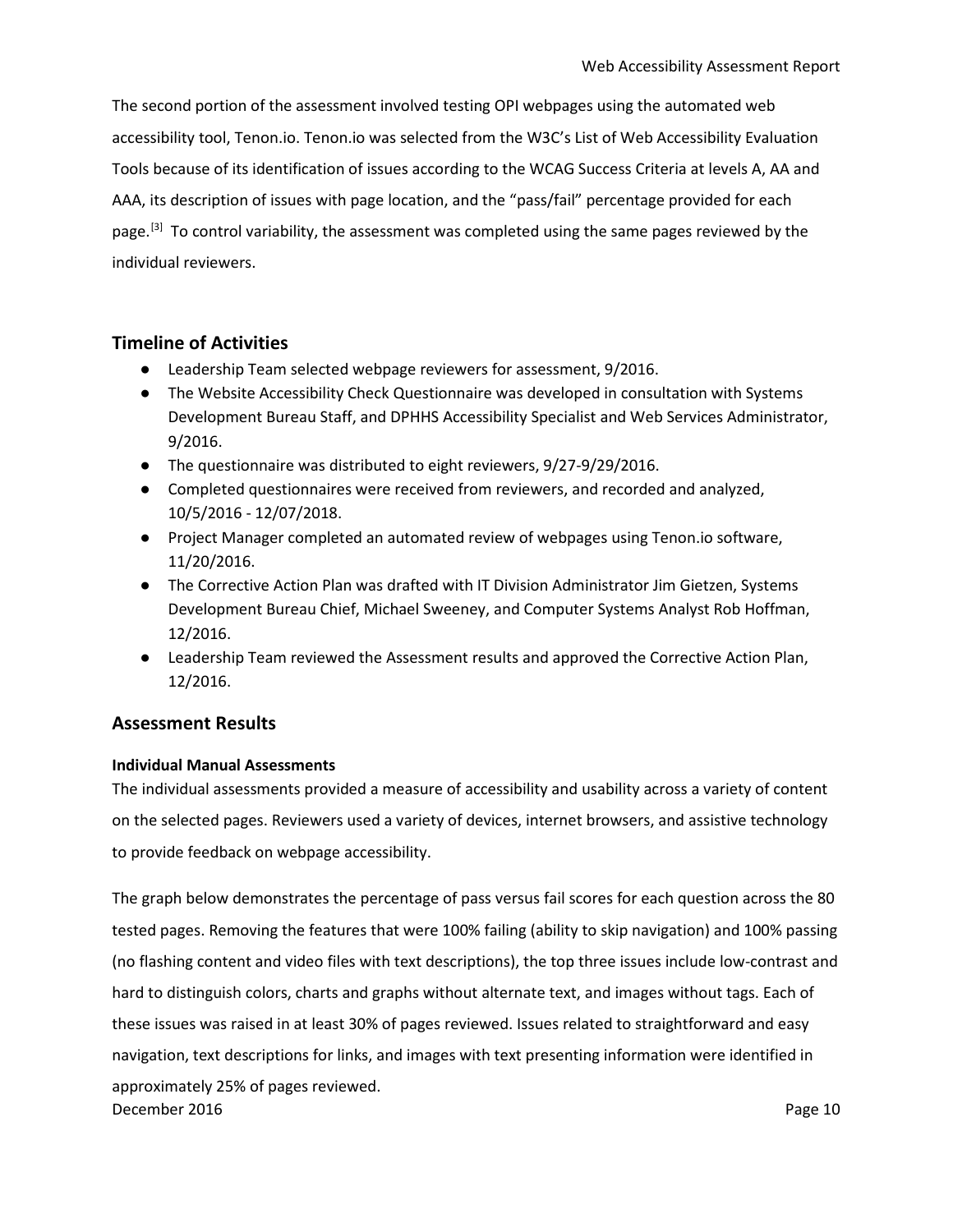The second portion of the assessment involved testing OPI webpages using the automated web accessibility tool, Tenon.io. Tenon.io was selected from the W3C's List of Web Accessibility Evaluation Tools because of its identification of issues according to the WCAG Success Criteria at levels A, AA and AAA, its description of issues with page location, and the "pass/fail" percentage provided for each page.[3] To control variability, the assessment was completed using the same pages reviewed by the individual reviewers.

## Timeline of Activities

- Leadership Team selected webpage reviewers for assessment, 9/2016.
- The Website Accessibility Check Questionnaire was developed in consultation with Systems Development Bureau Staff, and DPHHS Accessibility Specialist and Web Services Administrator, 9/2016.
- The questionnaire was distributed to eight reviewers, 9/27-9/29/2016.
- Completed questionnaires were received from reviewers, and recorded and analyzed, 10/5/2016 - 12/07/2018.
- Project Manager completed an automated review of webpages using Tenon.io software, 11/20/2016.
- The Corrective Action Plan was drafted with IT Division Administrator Jim Gietzen, Systems Development Bureau Chief, Michael Sweeney, and Computer Systems Analyst Rob Hoffman, 12/2016.
- Leadership Team reviewed the Assessment results and approved the Corrective Action Plan, 12/2016.

## Assessment Results

#### Individual Manual Assessments

The individual assessments provided a measure of accessibility and usability across a variety of content on the selected pages. Reviewers used a variety of devices, internet browsers, and assistive technology to provide feedback on webpage accessibility.

The graph below demonstrates the percentage of pass versus fail scores for each question across the 80 tested pages. Removing the features that were 100% failing (ability to skip navigation) and 100% passing (no flashing content and video files with text descriptions), the top three issues include low-contrast and hard to distinguish colors, charts and graphs without alternate text, and images without tags. Each of these issues was raised in at least 30% of pages reviewed. Issues related to straightforward and easy navigation, text descriptions for links, and images with text presenting information were identified in approximately 25% of pages reviewed.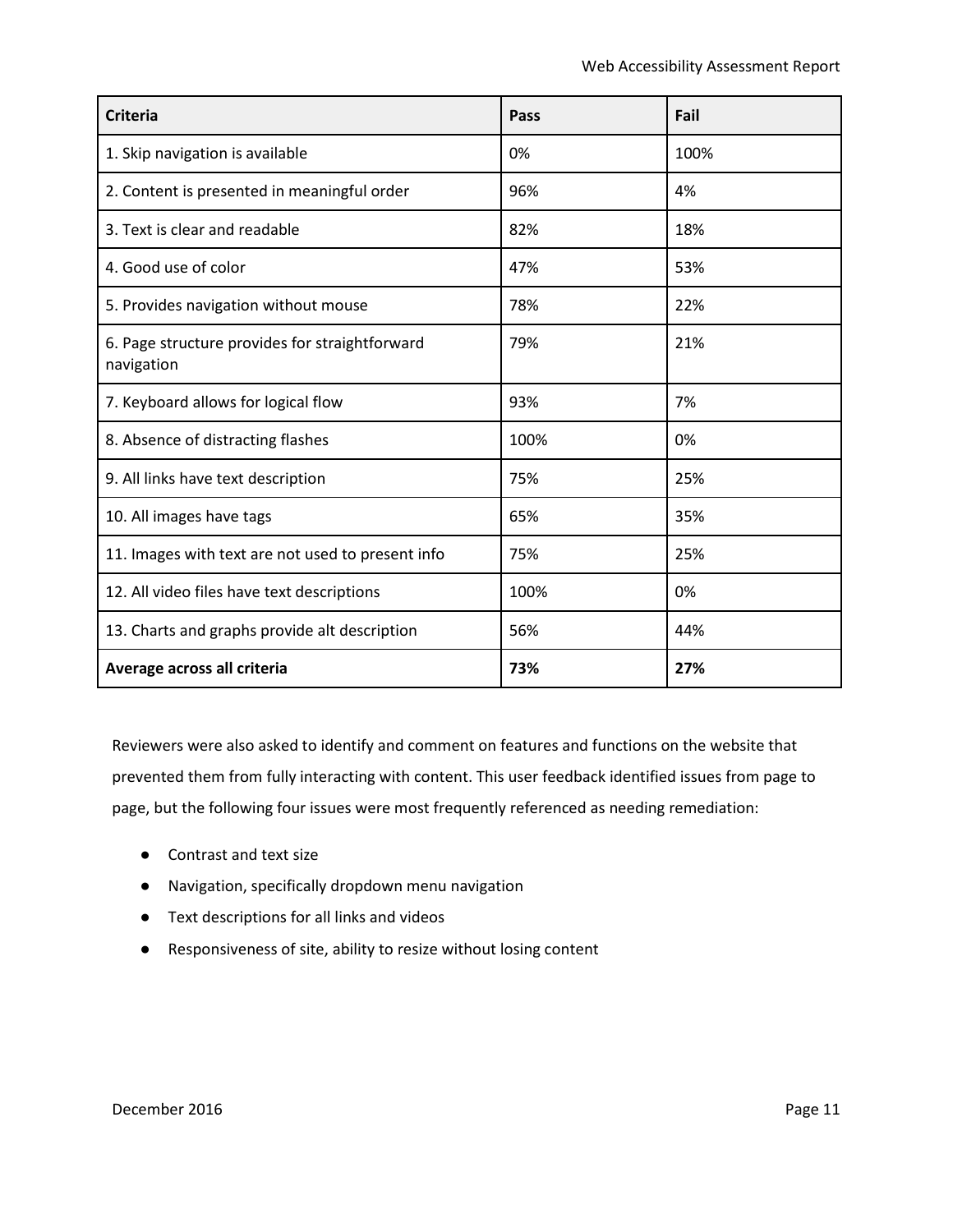| Criteria | Pass | Fail |
|---|---|---|
| 1. Skip navigation is available | 0% | 100% |
| 2. Content is presented in meaningful order | 96% | 4% |
| 3. Text is clear and readable | 82% | 18% |
| 4. Good use of color | 47% | 53% |
| 5. Provides navigation without mouse | 78% | 22% |
| 6. Page structure provides for straightforward navigation | 79% | 21% |
| 7. Keyboard allows for logical flow | 93% | 7% |
| 8. Absence of distracting flashes | 100% | 0% |
| 9. All links have text description | 75% | 25% |
| 10. All images have tags | 65% | 35% |
| 11. Images with text are not used to present info | 75% | 25% |
| 12. All video files have text descriptions | 100% | 0% |
| 13. Charts and graphs provide alt description | 56% | 44% |
| **Average across all criteria** | **73%** | **27%** |

Reviewers were also asked to identify and comment on features and functions on the website that prevented them from fully interacting with content. This user feedback identified issues from page to page, but the following four issues were most frequently referenced as needing remediation:

- Contrast and text size
- Navigation, specifically dropdown menu navigation
- Text descriptions for all links and videos
- Responsiveness of site, ability to resize without losing content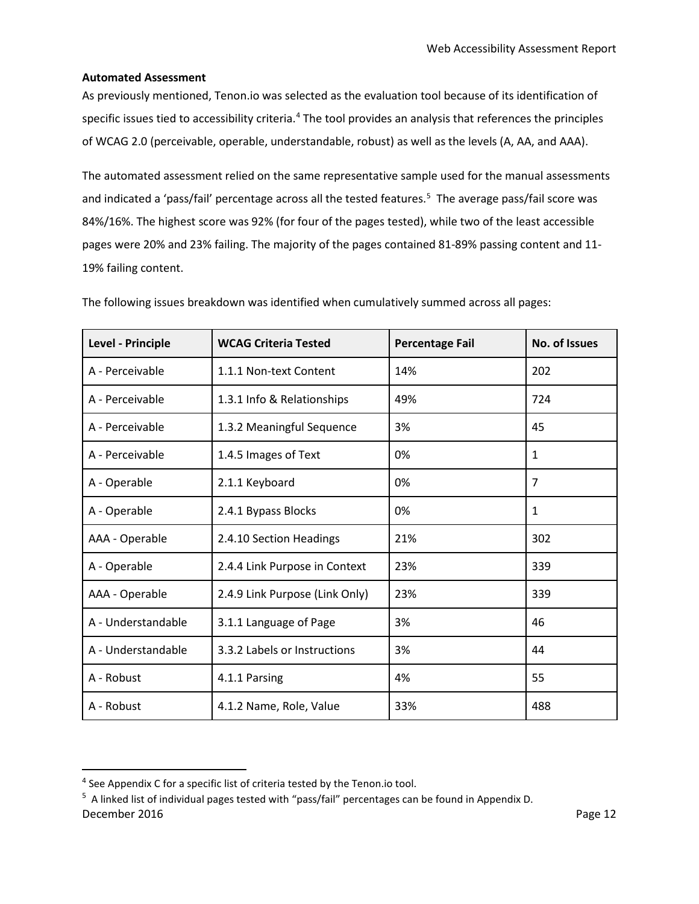**Automated Assessment**

As previously mentioned, Tenon.io was selected as the evaluation tool because of its identification of specific issues tied to accessibility criteria.[4] The tool provides an analysis that references the principles of WCAG 2.0 (perceivable, operable, understandable, robust) as well as the levels (A, AA, and AAA).

The automated assessment relied on the same representative sample used for the manual assessments and indicated a 'pass/fail' percentage across all the tested features.[5] The average pass/fail score was 84%/16%. The highest score was 92% (for four of the pages tested), while two of the least accessible pages were 20% and 23% failing. The majority of the pages contained 81-89% passing content and 11-19% failing content.

The following issues breakdown was identified when cumulatively summed across all pages:

| Level - Principle | WCAG Criteria Tested | Percentage Fail | No. of Issues |
|---|---|---|---|
| A - Perceivable | 1.1.1 Non-text Content | 14% | 202 |
| A - Perceivable | 1.3.1 Info & Relationships | 49% | 724 |
| A - Perceivable | 1.3.2 Meaningful Sequence | 3% | 45 |
| A - Perceivable | 1.4.5 Images of Text | 0% | 1 |
| A - Operable | 2.1.1 Keyboard | 0% | 7 |
| A - Operable | 2.4.1 Bypass Blocks | 0% | 1 |
| AAA - Operable | 2.4.10 Section Headings | 21% | 302 |
| A - Operable | 2.4.4 Link Purpose in Context | 23% | 339 |
| AAA - Operable | 2.4.9 Link Purpose (Link Only) | 23% | 339 |
| A - Understandable | 3.1.1 Language of Page | 3% | 46 |
| A - Understandable | 3.3.2 Labels or Instructions | 3% | 44 |
| A - Robust | 4.1.1 Parsing | 4% | 55 |
| A - Robust | 4.1.2 Name, Role, Value | 33% | 488 |

[4] See Appendix C for a specific list of criteria tested by the Tenon.io tool.

[5] A linked list of individual pages tested with "pass/fail" percentages can be found in Appendix D.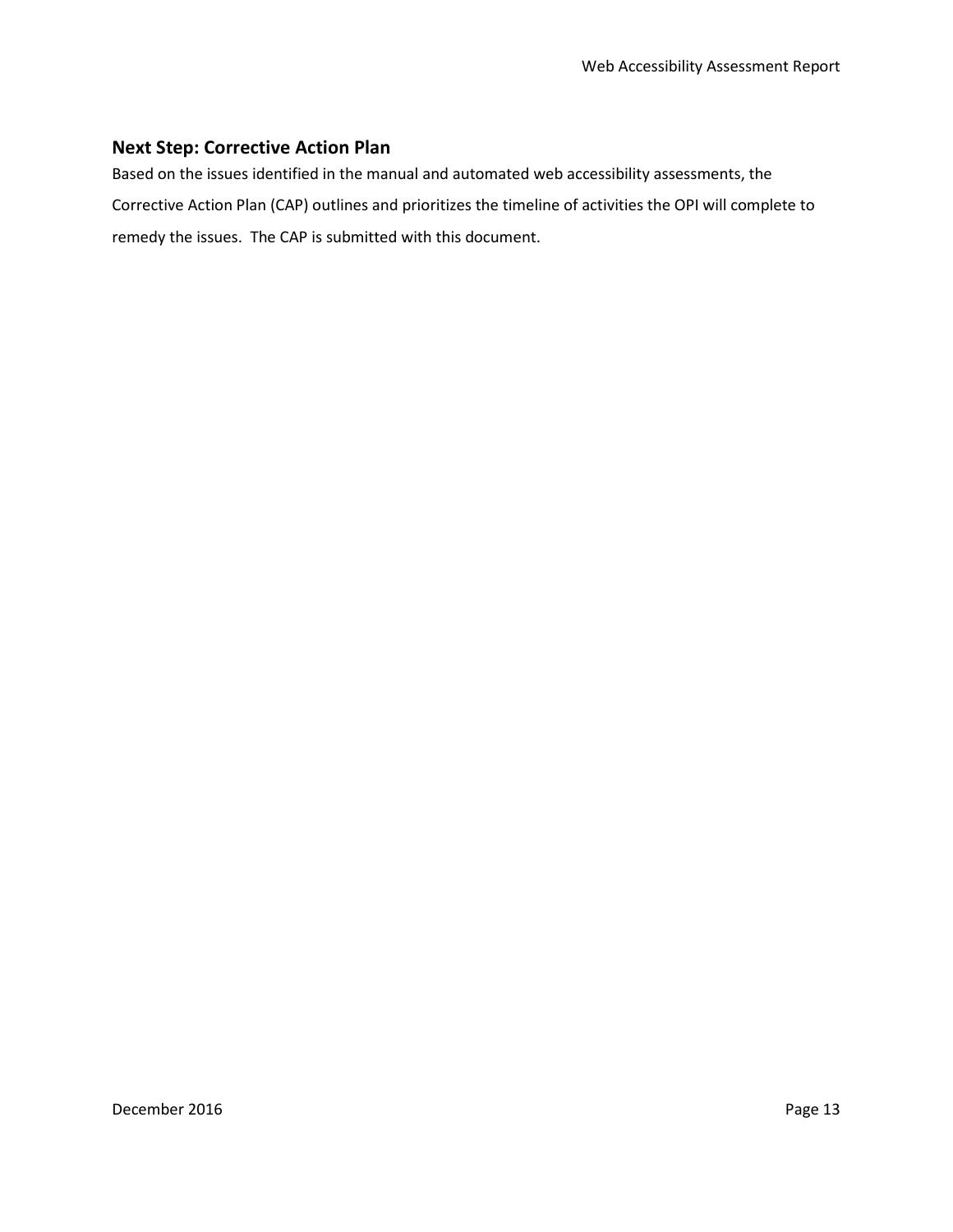## Next Step: Corrective Action Plan

Based on the issues identified in the manual and automated web accessibility assessments, the Corrective Action Plan (CAP) outlines and prioritizes the timeline of activities the OPI will complete to remedy the issues. The CAP is submitted with this document.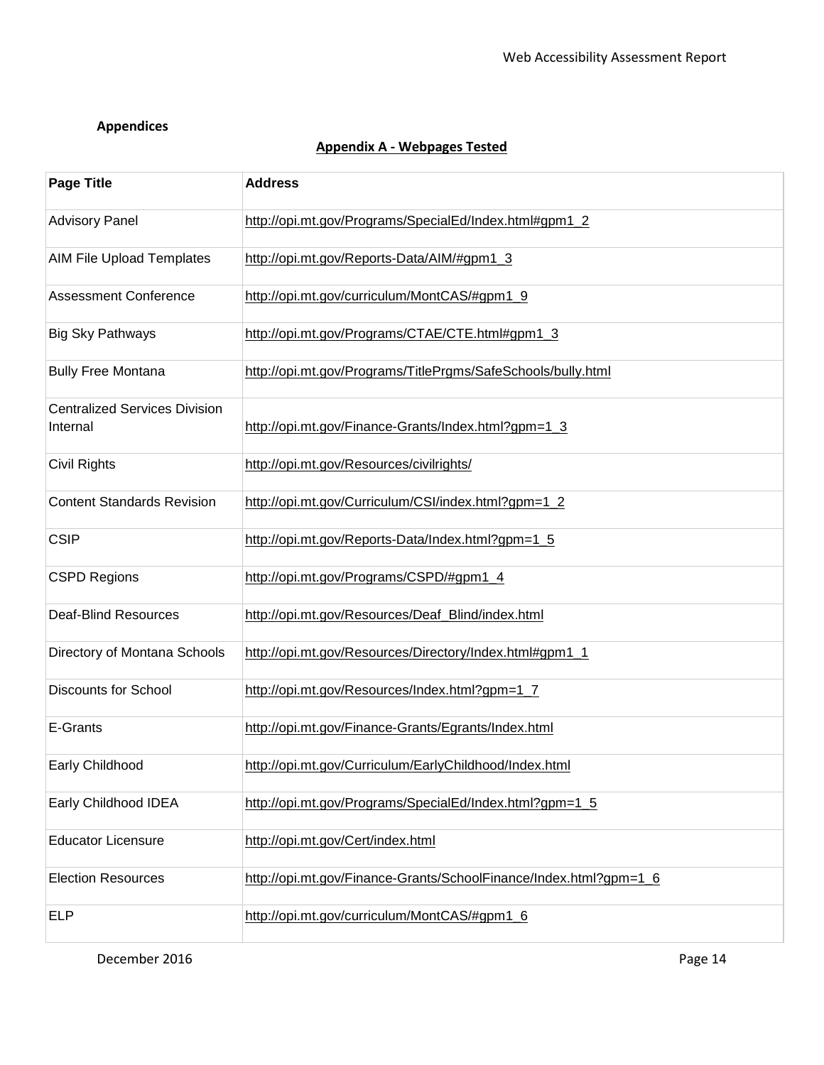**Appendices**

## Appendix A - Webpages Tested

| Page Title | Address |
| --- | --- |
| Advisory Panel | http://opi.mt.gov/Programs/SpecialEd/Index.html#gpm1_2 |
| AIM File Upload Templates | http://opi.mt.gov/Reports-Data/AIM/#gpm1_3 |
| Assessment Conference | http://opi.mt.gov/curriculum/MontCAS/#gpm1_9 |
| Big Sky Pathways | http://opi.mt.gov/Programs/CTAE/CTE.html#gpm1_3 |
| Bully Free Montana | http://opi.mt.gov/Programs/TitlePrgms/SafeSchools/bully.html |
| Centralized Services Division Internal | http://opi.mt.gov/Finance-Grants/Index.html?gpm=1_3 |
| Civil Rights | http://opi.mt.gov/Resources/civilrights/ |
| Content Standards Revision | http://opi.mt.gov/Curriculum/CSI/index.html?gpm=1_2 |
| CSIP | http://opi.mt.gov/Reports-Data/Index.html?gpm=1_5 |
| CSPD Regions | http://opi.mt.gov/Programs/CSPD/#gpm1_4 |
| Deaf-Blind Resources | http://opi.mt.gov/Resources/Deaf_Blind/index.html |
| Directory of Montana Schools | http://opi.mt.gov/Resources/Directory/Index.html#gpm1_1 |
| Discounts for School | http://opi.mt.gov/Resources/Index.html?gpm=1_7 |
| E-Grants | http://opi.mt.gov/Finance-Grants/Egrants/Index.html |
| Early Childhood | http://opi.mt.gov/Curriculum/EarlyChildhood/Index.html |
| Early Childhood IDEA | http://opi.mt.gov/Programs/SpecialEd/Index.html?gpm=1_5 |
| Educator Licensure | http://opi.mt.gov/Cert/index.html |
| Election Resources | http://opi.mt.gov/Finance-Grants/SchoolFinance/Index.html?gpm=1_6 |
| ELP | http://opi.mt.gov/curriculum/MontCAS/#gpm1_6 |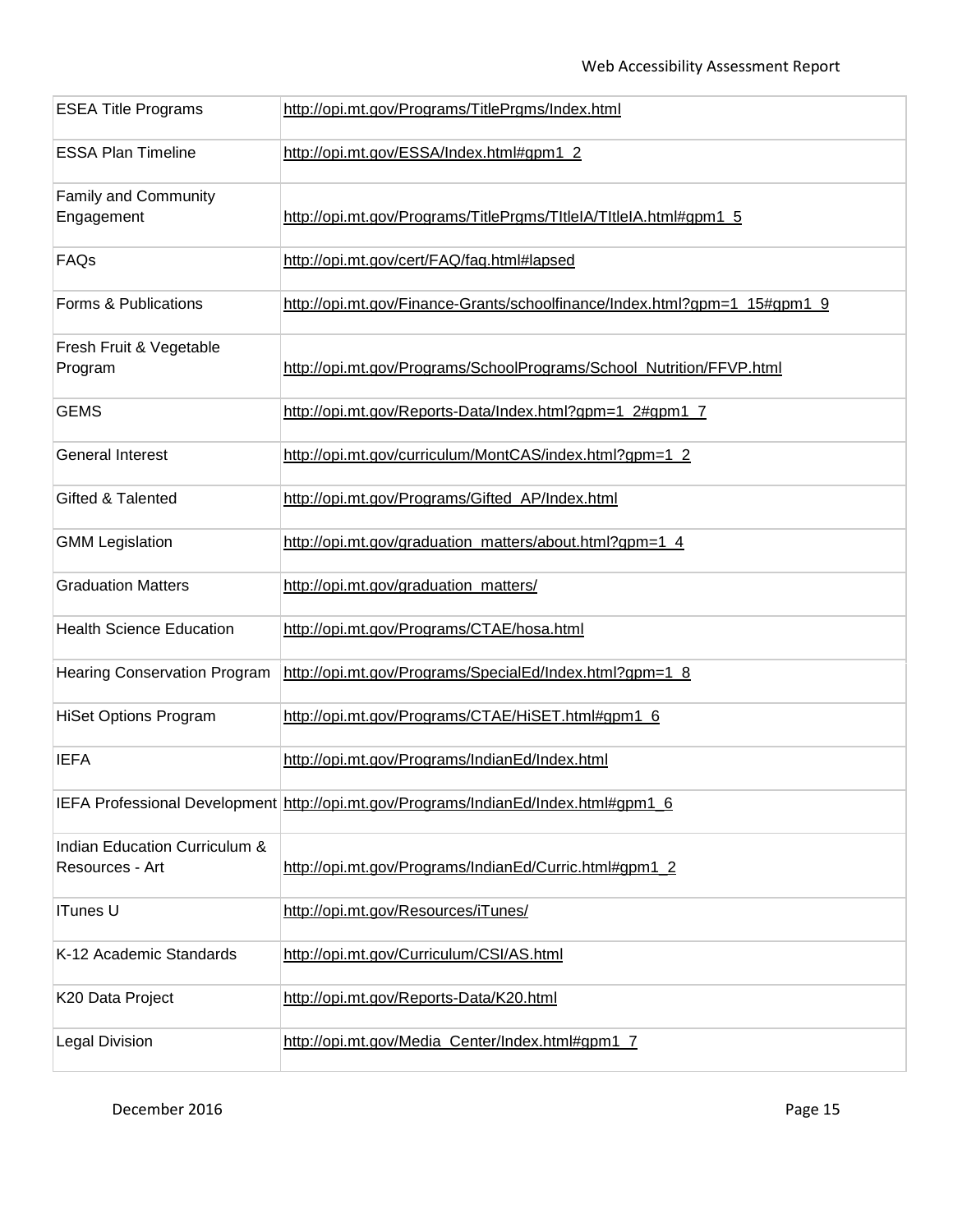| ESEA Title Programs | http://opi.mt.gov/Programs/TitlePrgms/Index.html |
|---|---|
| ESSA Plan Timeline | http://opi.mt.gov/ESSA/Index.html#gpm1_2 |
| Family and Community Engagement | http://opi.mt.gov/Programs/TitlePrgms/TItleIA/TItleIA.html#gpm1_5 |
| FAQs | http://opi.mt.gov/cert/FAQ/faq.html#lapsed |
| Forms & Publications | http://opi.mt.gov/Finance-Grants/schoolfinance/Index.html?gpm=1_15#gpm1_9 |
| Fresh Fruit & Vegetable Program | http://opi.mt.gov/Programs/SchoolPrograms/School_Nutrition/FFVP.html |
| GEMS | http://opi.mt.gov/Reports-Data/Index.html?gpm=1_2#gpm1_7 |
| General Interest | http://opi.mt.gov/curriculum/MontCAS/index.html?gpm=1_2 |
| Gifted & Talented | http://opi.mt.gov/Programs/Gifted_AP/Index.html |
| GMM Legislation | http://opi.mt.gov/graduation_matters/about.html?gpm=1_4 |
| Graduation Matters | http://opi.mt.gov/graduation_matters/ |
| Health Science Education | http://opi.mt.gov/Programs/CTAE/hosa.html |
| Hearing Conservation Program | http://opi.mt.gov/Programs/SpecialEd/Index.html?gpm=1_8 |
| HiSet Options Program | http://opi.mt.gov/Programs/CTAE/HiSET.html#gpm1_6 |
| IEFA | http://opi.mt.gov/Programs/IndianEd/Index.html |
| IEFA Professional Development | http://opi.mt.gov/Programs/IndianEd/Index.html#gpm1_6 |
| Indian Education Curriculum & Resources - Art | http://opi.mt.gov/Programs/IndianEd/Curric.html#gpm1_2 |
| ITunes U | http://opi.mt.gov/Resources/iTunes/ |
| K-12 Academic Standards | http://opi.mt.gov/Curriculum/CSI/AS.html |
| K20 Data Project | http://opi.mt.gov/Reports-Data/K20.html |
| Legal Division | http://opi.mt.gov/Media_Center/Index.html#gpm1_7 |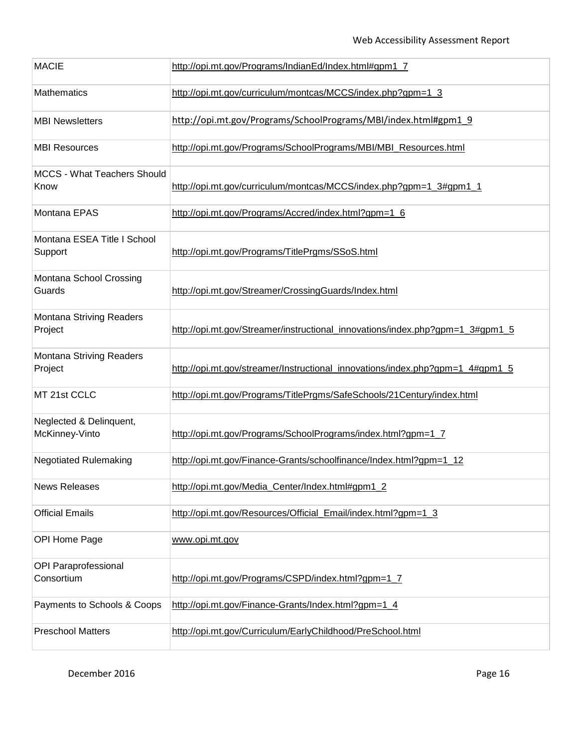| | |
|---|---|
| MACIE | http://opi.mt.gov/Programs/IndianEd/Index.html#gpm1_7 |
| Mathematics | http://opi.mt.gov/curriculum/montcas/MCCS/index.php?gpm=1_3 |
| MBI Newsletters | http://opi.mt.gov/Programs/SchoolPrograms/MBI/index.html#gpm1_9 |
| MBI Resources | http://opi.mt.gov/Programs/SchoolPrograms/MBI/MBI_Resources.html |
| MCCS - What Teachers Should Know | http://opi.mt.gov/curriculum/montcas/MCCS/index.php?gpm=1_3#gpm1_1 |
| Montana EPAS | http://opi.mt.gov/Programs/Accred/index.html?gpm=1_6 |
| Montana ESEA Title I School Support | http://opi.mt.gov/Programs/TitlePrgms/SSoS.html |
| Montana School Crossing Guards | http://opi.mt.gov/Streamer/CrossingGuards/Index.html |
| Montana Striving Readers Project | http://opi.mt.gov/Streamer/instructional_innovations/index.php?gpm=1_3#gpm1_5 |
| Montana Striving Readers Project | http://opi.mt.gov/streamer/Instructional_innovations/index.php?gpm=1_4#gpm1_5 |
| MT 21st CCLC | http://opi.mt.gov/Programs/TitlePrgms/SafeSchools/21Century/index.html |
| Neglected & Delinquent, McKinney-Vinto | http://opi.mt.gov/Programs/SchoolPrograms/index.html?gpm=1_7 |
| Negotiated Rulemaking | http://opi.mt.gov/Finance-Grants/schoolfinance/Index.html?gpm=1_12 |
| News Releases | http://opi.mt.gov/Media_Center/Index.html#gpm1_2 |
| Official Emails | http://opi.mt.gov/Resources/Official_Email/index.html?gpm=1_3 |
| OPI Home Page | www.opi.mt.gov |
| OPI Paraprofessional Consortium | http://opi.mt.gov/Programs/CSPD/index.html?gpm=1_7 |
| Payments to Schools & Coops | http://opi.mt.gov/Finance-Grants/Index.html?gpm=1_4 |
| Preschool Matters | http://opi.mt.gov/Curriculum/EarlyChildhood/PreSchool.html |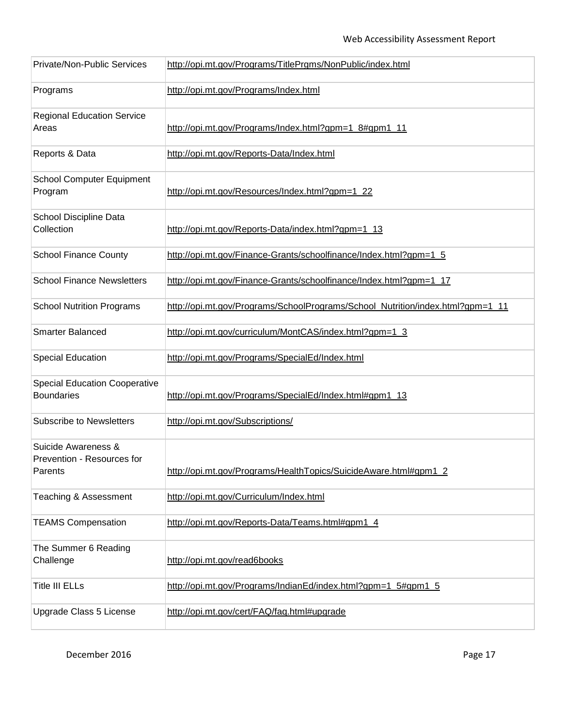| | |
|---|---|
| Private/Non-Public Services | http://opi.mt.gov/Programs/TitlePrgms/NonPublic/index.html |
| Programs | http://opi.mt.gov/Programs/Index.html |
| Regional Education Service Areas | http://opi.mt.gov/Programs/Index.html?gpm=1_8#gpm1_11 |
| Reports & Data | http://opi.mt.gov/Reports-Data/Index.html |
| School Computer Equipment Program | http://opi.mt.gov/Resources/Index.html?gpm=1_22 |
| School Discipline Data Collection | http://opi.mt.gov/Reports-Data/index.html?gpm=1_13 |
| School Finance County | http://opi.mt.gov/Finance-Grants/schoolfinance/Index.html?gpm=1_5 |
| School Finance Newsletters | http://opi.mt.gov/Finance-Grants/schoolfinance/Index.html?gpm=1_17 |
| School Nutrition Programs | http://opi.mt.gov/Programs/SchoolPrograms/School_Nutrition/index.html?gpm=1_11 |
| Smarter Balanced | http://opi.mt.gov/curriculum/MontCAS/index.html?gpm=1_3 |
| Special Education | http://opi.mt.gov/Programs/SpecialEd/Index.html |
| Special Education Cooperative Boundaries | http://opi.mt.gov/Programs/SpecialEd/Index.html#gpm1_13 |
| Subscribe to Newsletters | http://opi.mt.gov/Subscriptions/ |
| Suicide Awareness & Prevention - Resources for Parents | http://opi.mt.gov/Programs/HealthTopics/SuicideAware.html#gpm1_2 |
| Teaching & Assessment | http://opi.mt.gov/Curriculum/Index.html |
| TEAMS Compensation | http://opi.mt.gov/Reports-Data/Teams.html#gpm1_4 |
| The Summer 6 Reading Challenge | http://opi.mt.gov/read6books |
| Title III ELLs | http://opi.mt.gov/Programs/IndianEd/index.html?gpm=1_5#gpm1_5 |
| Upgrade Class 5 License | http://opi.mt.gov/cert/FAQ/faq.html#upgrade |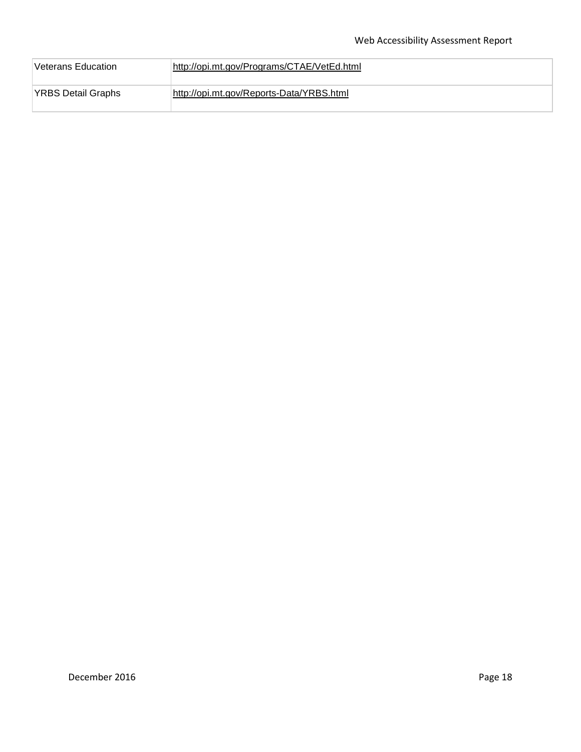| | |
|---|---|
| Veterans Education | http://opi.mt.gov/Programs/CTAE/VetEd.html |
| YRBS Detail Graphs | http://opi.mt.gov/Reports-Data/YRBS.html |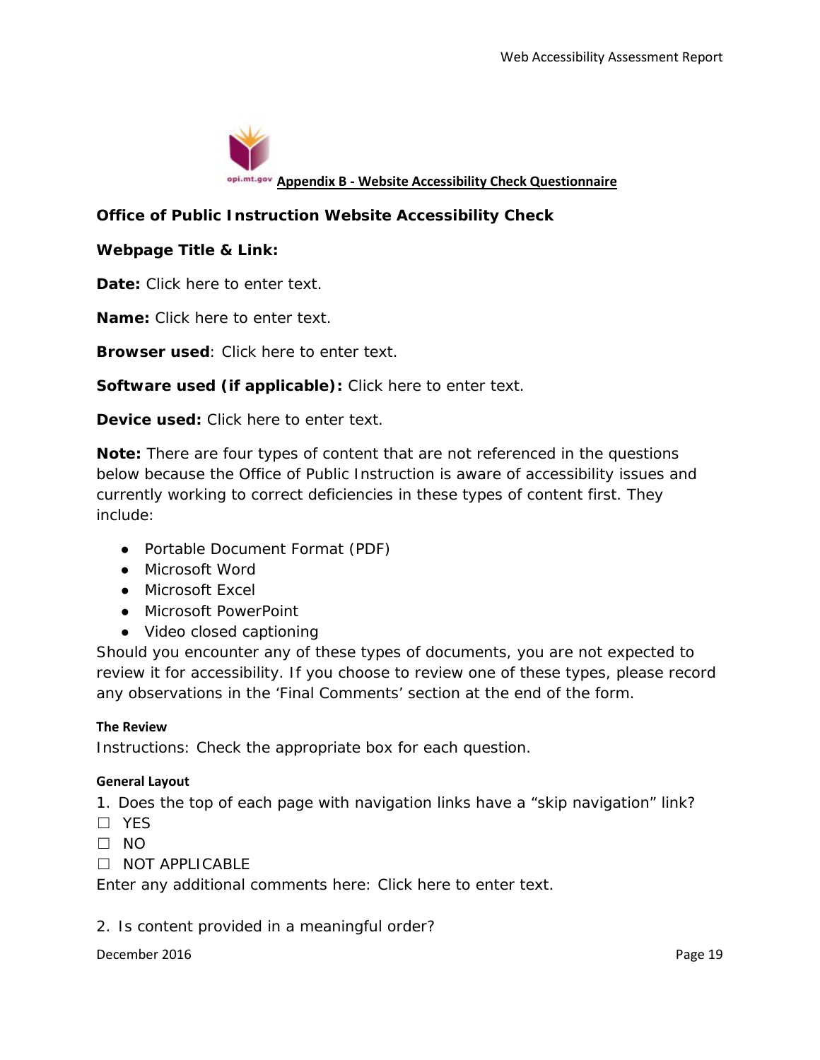## Appendix B - Website Accessibility Check Questionnaire

**Office of Public Instruction Website Accessibility Check**

**Webpage Title & Link:**

**Date:** Click here to enter text.

**Name:** Click here to enter text.

**Browser used**: Click here to enter text.

**Software used (if applicable):** Click here to enter text.

**Device used:** Click here to enter text.

**Note:** There are four types of content that are not referenced in the questions below because the Office of Public Instruction is aware of accessibility issues and currently working to correct deficiencies in these types of content first. They include:

- Portable Document Format (PDF)
- Microsoft Word
- Microsoft Excel
- Microsoft PowerPoint
- Video closed captioning

Should you encounter any of these types of documents, you are not expected to review it for accessibility. If you choose to review one of these types, please record any observations in the 'Final Comments' section at the end of the form.

#### The Review

Instructions: Check the appropriate box for each question.

#### General Layout

1. Does the top of each page with navigation links have a "skip navigation" link?

☐ YES
☐ NO
☐ NOT APPLICABLE

Enter any additional comments here: Click here to enter text.

2. Is content provided in a meaningful order?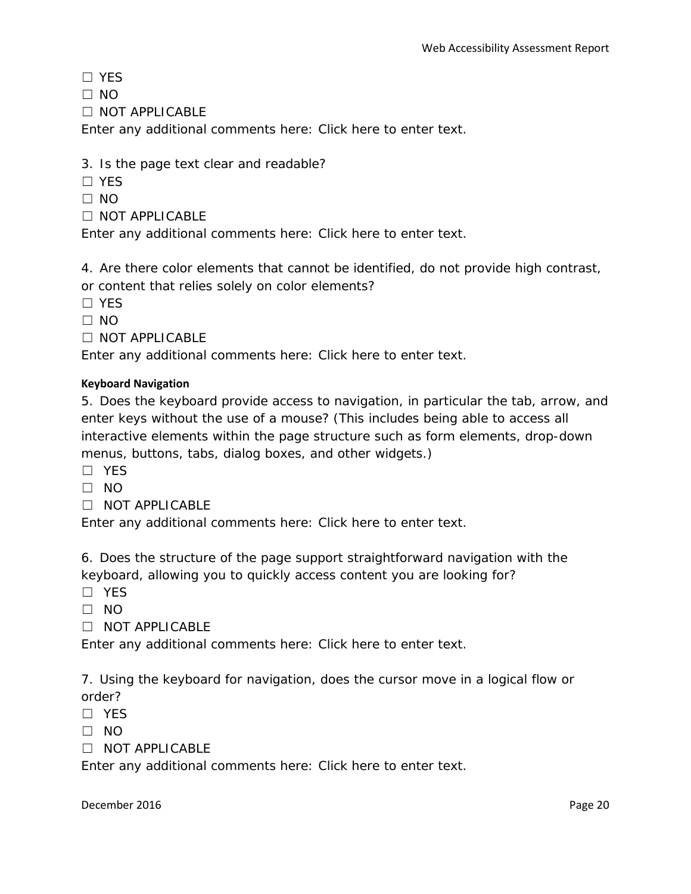☐ YES

☐ NO

☐ NOT APPLICABLE

Enter any additional comments here: Click here to enter text.

3. Is the page text clear and readable?

☐ YES

☐ NO

☐ NOT APPLICABLE

Enter any additional comments here: Click here to enter text.

4. Are there color elements that cannot be identified, do not provide high contrast, or content that relies solely on color elements?

☐ YES

☐ NO

☐ NOT APPLICABLE

Enter any additional comments here: Click here to enter text.

**Keyboard Navigation**

5. Does the keyboard provide access to navigation, in particular the tab, arrow, and enter keys without the use of a mouse? (This includes being able to access all interactive elements within the page structure such as form elements, drop-down menus, buttons, tabs, dialog boxes, and other widgets.)

☐ YES

☐ NO

☐ NOT APPLICABLE

Enter any additional comments here: Click here to enter text.

6. Does the structure of the page support straightforward navigation with the keyboard, allowing you to quickly access content you are looking for?

☐ YES

☐ NO

☐ NOT APPLICABLE

Enter any additional comments here: Click here to enter text.

7. Using the keyboard for navigation, does the cursor move in a logical flow or order?

☐ YES

☐ NO

☐ NOT APPLICABLE

Enter any additional comments here: Click here to enter text.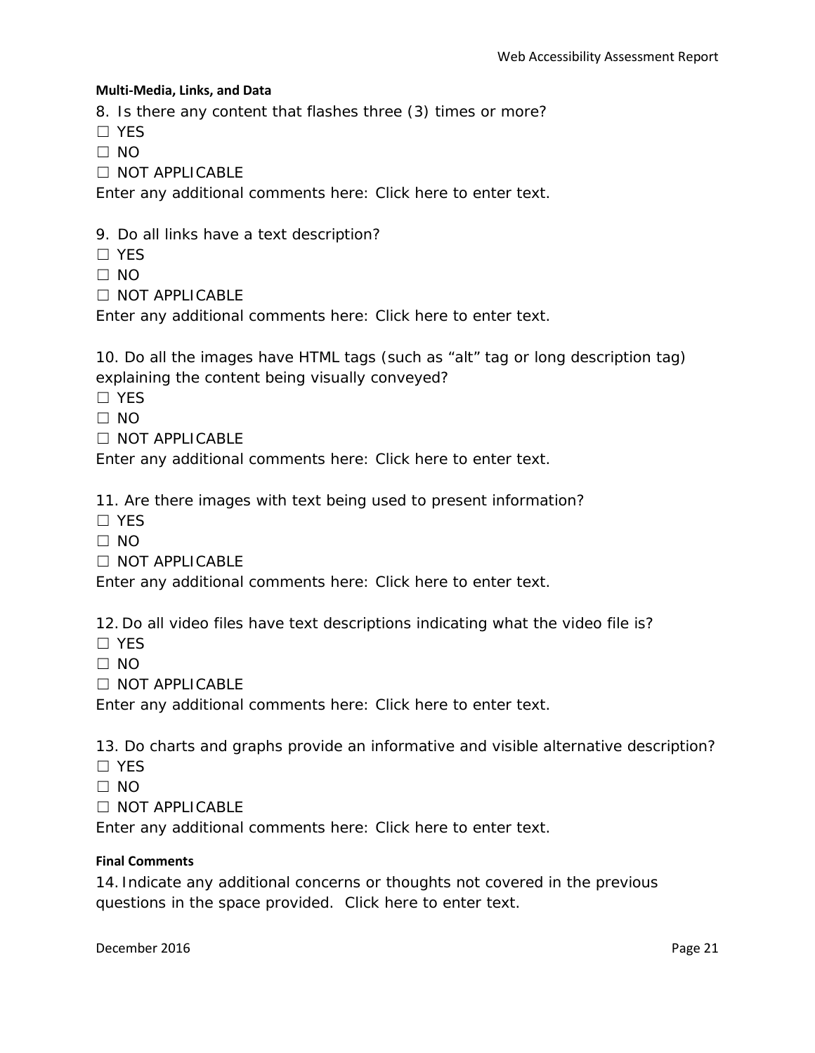**Multi-Media, Links, and Data**

8. Is there any content that flashes three (3) times or more?

☐ YES

☐ NO

☐ NOT APPLICABLE

Enter any additional comments here: Click here to enter text.

9. Do all links have a text description?

☐ YES

☐ NO

☐ NOT APPLICABLE

Enter any additional comments here: Click here to enter text.

10. Do all the images have HTML tags (such as "alt" tag or long description tag) explaining the content being visually conveyed?

☐ YES

☐ NO

☐ NOT APPLICABLE

Enter any additional comments here: Click here to enter text.

11. Are there images with text being used to present information?

☐ YES

☐ NO

☐ NOT APPLICABLE

Enter any additional comments here: Click here to enter text.

12. Do all video files have text descriptions indicating what the video file is?

☐ YES

☐ NO

☐ NOT APPLICABLE

Enter any additional comments here: Click here to enter text.

13. Do charts and graphs provide an informative and visible alternative description?

☐ YES

☐ NO

☐ NOT APPLICABLE

Enter any additional comments here: Click here to enter text.

**Final Comments**

14. Indicate any additional concerns or thoughts not covered in the previous questions in the space provided. Click here to enter text.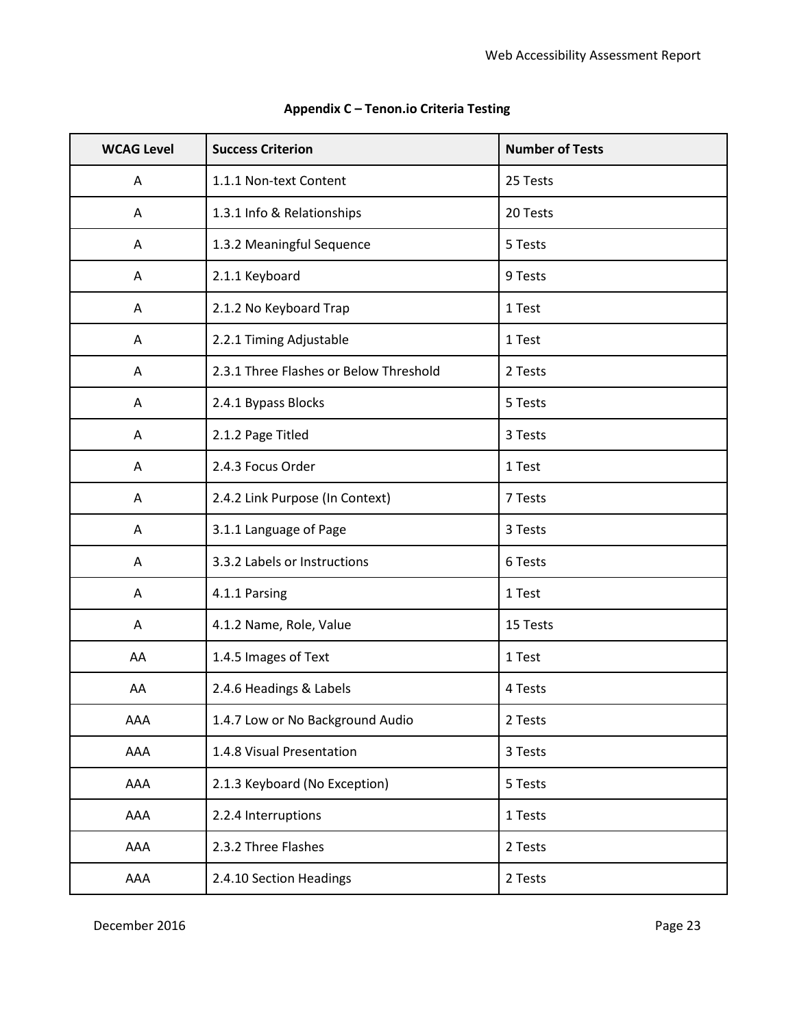## Appendix C – Tenon.io Criteria Testing

| WCAG Level | Success Criterion | Number of Tests |
|---|---|---|
| A | 1.1.1 Non-text Content | 25 Tests |
| A | 1.3.1 Info & Relationships | 20 Tests |
| A | 1.3.2 Meaningful Sequence | 5 Tests |
| A | 2.1.1 Keyboard | 9 Tests |
| A | 2.1.2 No Keyboard Trap | 1 Test |
| A | 2.2.1 Timing Adjustable | 1 Test |
| A | 2.3.1 Three Flashes or Below Threshold | 2 Tests |
| A | 2.4.1 Bypass Blocks | 5 Tests |
| A | 2.1.2 Page Titled | 3 Tests |
| A | 2.4.3 Focus Order | 1 Test |
| A | 2.4.2 Link Purpose (In Context) | 7 Tests |
| A | 3.1.1 Language of Page | 3 Tests |
| A | 3.3.2 Labels or Instructions | 6 Tests |
| A | 4.1.1 Parsing | 1 Test |
| A | 4.1.2 Name, Role, Value | 15 Tests |
| AA | 1.4.5 Images of Text | 1 Test |
| AA | 2.4.6 Headings & Labels | 4 Tests |
| AAA | 1.4.7 Low or No Background Audio | 2 Tests |
| AAA | 1.4.8 Visual Presentation | 3 Tests |
| AAA | 2.1.3 Keyboard (No Exception) | 5 Tests |
| AAA | 2.2.4 Interruptions | 1 Tests |
| AAA | 2.3.2 Three Flashes | 2 Tests |
| AAA | 2.4.10 Section Headings | 2 Tests |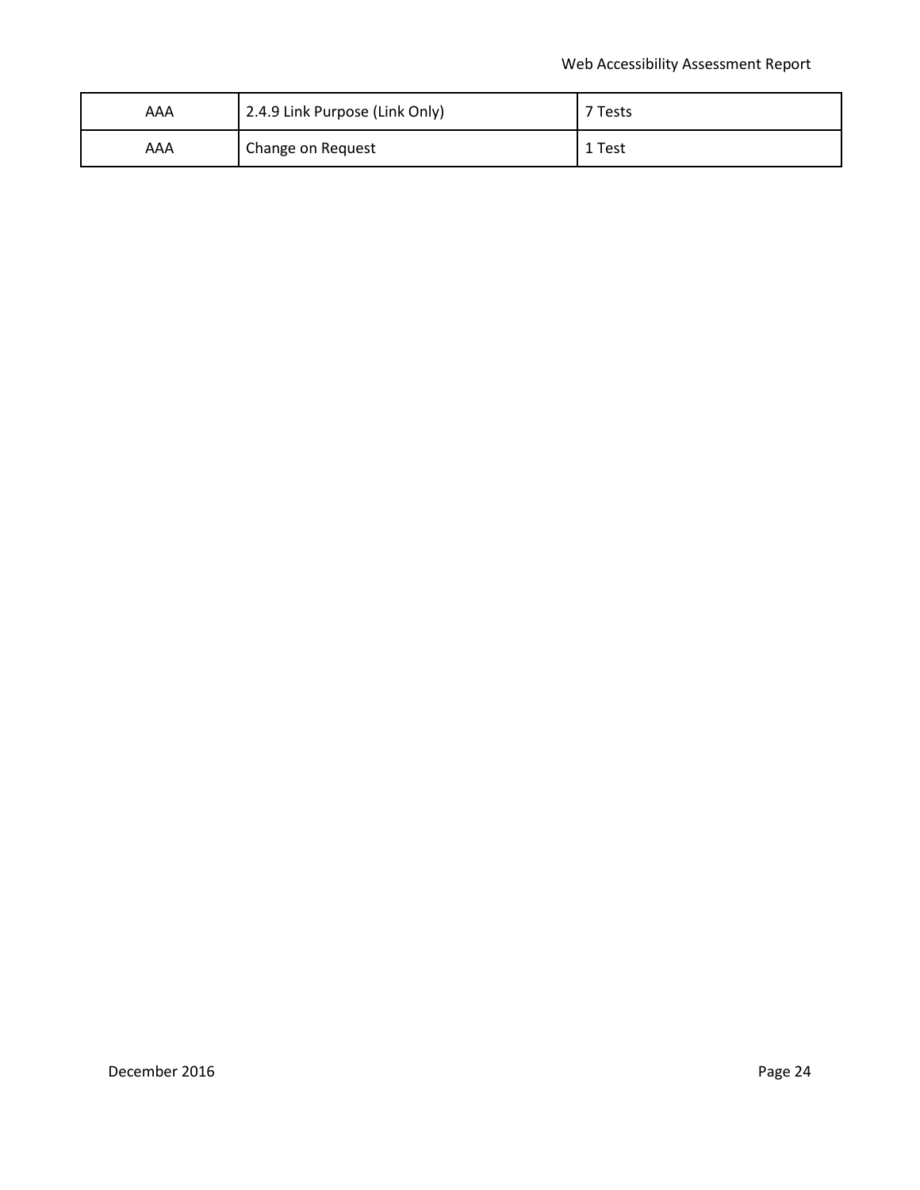| | | |
|---|---|---|
| AAA | 2.4.9 Link Purpose (Link Only) | 7 Tests |
| AAA | Change on Request | 1 Test |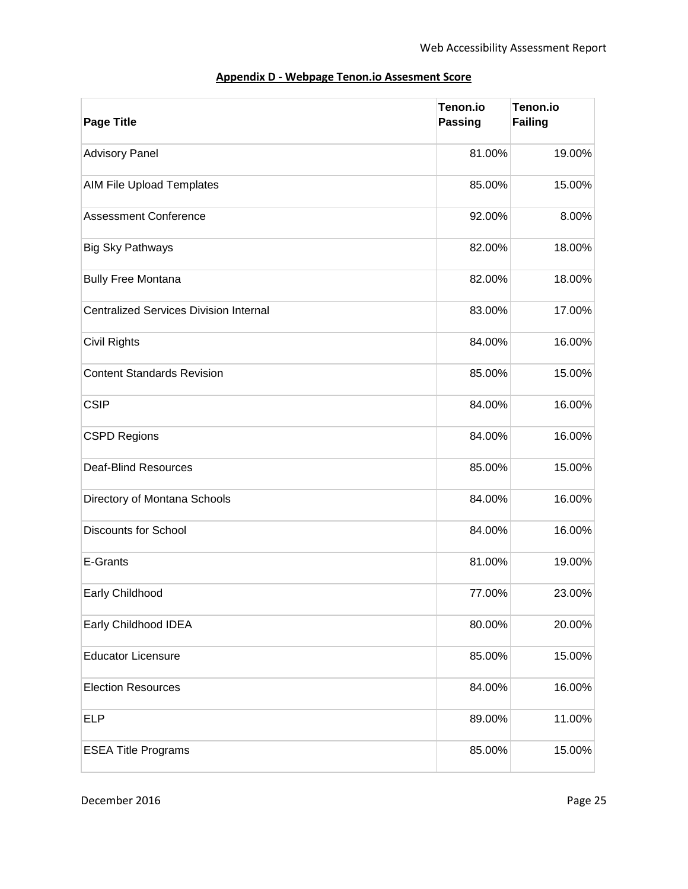## Appendix D - Webpage Tenon.io Assesment Score

| Page Title | Tenon.io Passing | Tenon.io Failing |
|---|---|---|
| Advisory Panel | 81.00% | 19.00% |
| AIM File Upload Templates | 85.00% | 15.00% |
| Assessment Conference | 92.00% | 8.00% |
| Big Sky Pathways | 82.00% | 18.00% |
| Bully Free Montana | 82.00% | 18.00% |
| Centralized Services Division Internal | 83.00% | 17.00% |
| Civil Rights | 84.00% | 16.00% |
| Content Standards Revision | 85.00% | 15.00% |
| CSIP | 84.00% | 16.00% |
| CSPD Regions | 84.00% | 16.00% |
| Deaf-Blind Resources | 85.00% | 15.00% |
| Directory of Montana Schools | 84.00% | 16.00% |
| Discounts for School | 84.00% | 16.00% |
| E-Grants | 81.00% | 19.00% |
| Early Childhood | 77.00% | 23.00% |
| Early Childhood IDEA | 80.00% | 20.00% |
| Educator Licensure | 85.00% | 15.00% |
| Election Resources | 84.00% | 16.00% |
| ELP | 89.00% | 11.00% |
| ESEA Title Programs | 85.00% | 15.00% |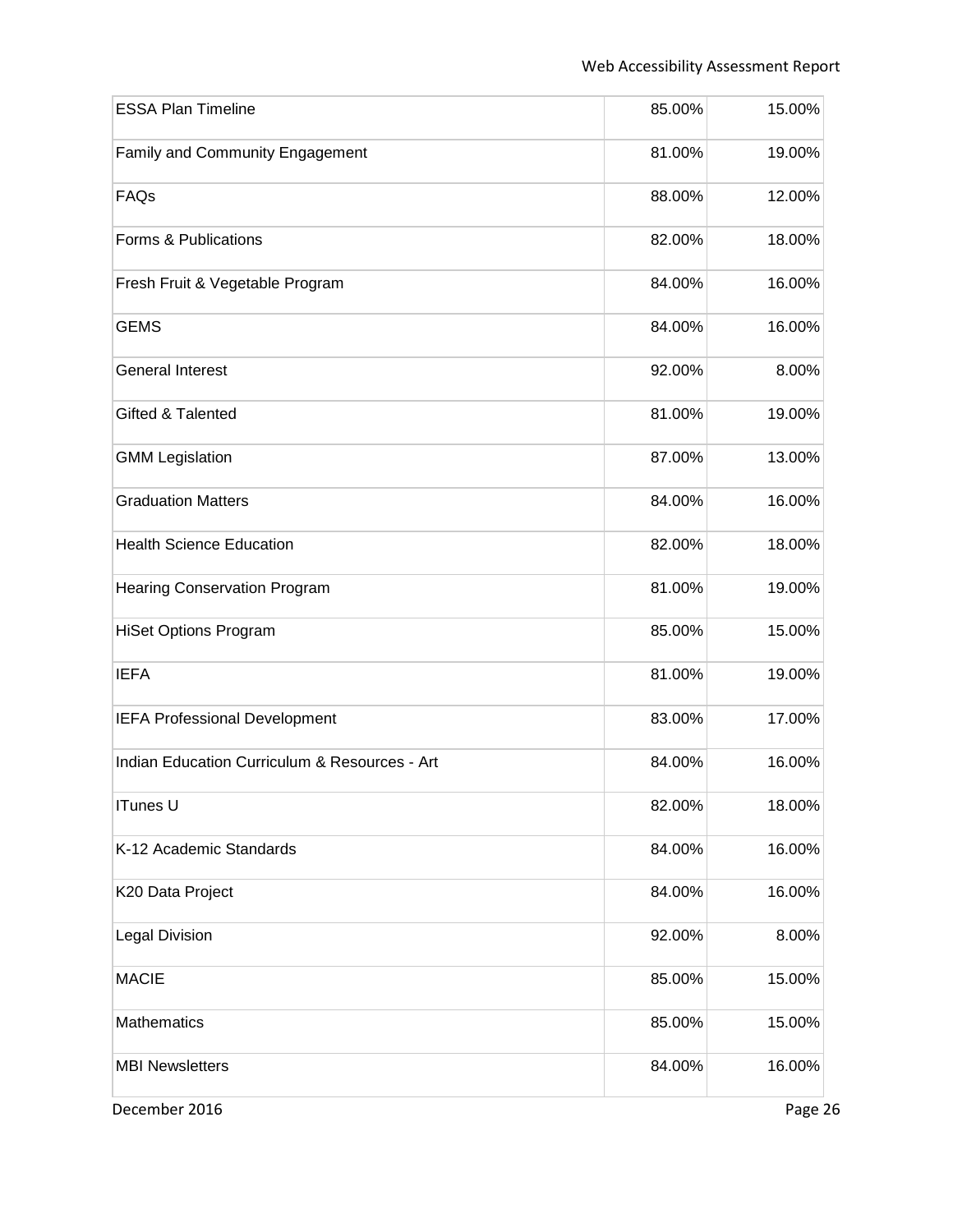| | | |
|---|---|---|
| ESSA Plan Timeline | 85.00% | 15.00% |
| Family and Community Engagement | 81.00% | 19.00% |
| FAQs | 88.00% | 12.00% |
| Forms & Publications | 82.00% | 18.00% |
| Fresh Fruit & Vegetable Program | 84.00% | 16.00% |
| GEMS | 84.00% | 16.00% |
| General Interest | 92.00% | 8.00% |
| Gifted & Talented | 81.00% | 19.00% |
| GMM Legislation | 87.00% | 13.00% |
| Graduation Matters | 84.00% | 16.00% |
| Health Science Education | 82.00% | 18.00% |
| Hearing Conservation Program | 81.00% | 19.00% |
| HiSet Options Program | 85.00% | 15.00% |
| IEFA | 81.00% | 19.00% |
| IEFA Professional Development | 83.00% | 17.00% |
| Indian Education Curriculum & Resources - Art | 84.00% | 16.00% |
| ITunes U | 82.00% | 18.00% |
| K-12 Academic Standards | 84.00% | 16.00% |
| K20 Data Project | 84.00% | 16.00% |
| Legal Division | 92.00% | 8.00% |
| MACIE | 85.00% | 15.00% |
| Mathematics | 85.00% | 15.00% |
| MBI Newsletters | 84.00% | 16.00% |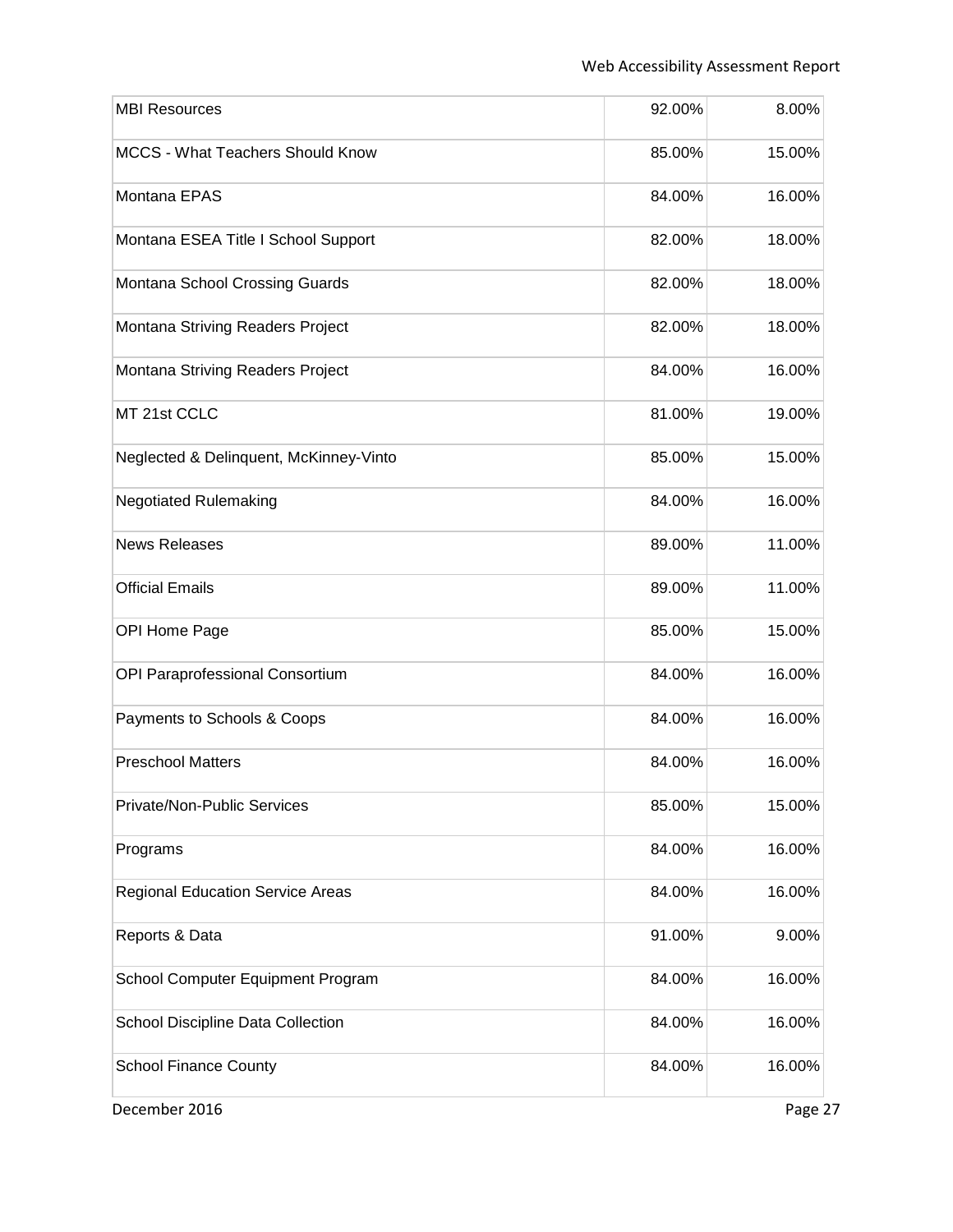| | | |
|---|---|---|
| MBI Resources | 92.00% | 8.00% |
| MCCS - What Teachers Should Know | 85.00% | 15.00% |
| Montana EPAS | 84.00% | 16.00% |
| Montana ESEA Title I School Support | 82.00% | 18.00% |
| Montana School Crossing Guards | 82.00% | 18.00% |
| Montana Striving Readers Project | 82.00% | 18.00% |
| Montana Striving Readers Project | 84.00% | 16.00% |
| MT 21st CCLC | 81.00% | 19.00% |
| Neglected & Delinquent, McKinney-Vinto | 85.00% | 15.00% |
| Negotiated Rulemaking | 84.00% | 16.00% |
| News Releases | 89.00% | 11.00% |
| Official Emails | 89.00% | 11.00% |
| OPI Home Page | 85.00% | 15.00% |
| OPI Paraprofessional Consortium | 84.00% | 16.00% |
| Payments to Schools & Coops | 84.00% | 16.00% |
| Preschool Matters | 84.00% | 16.00% |
| Private/Non-Public Services | 85.00% | 15.00% |
| Programs | 84.00% | 16.00% |
| Regional Education Service Areas | 84.00% | 16.00% |
| Reports & Data | 91.00% | 9.00% |
| School Computer Equipment Program | 84.00% | 16.00% |
| School Discipline Data Collection | 84.00% | 16.00% |
| School Finance County | 84.00% | 16.00% |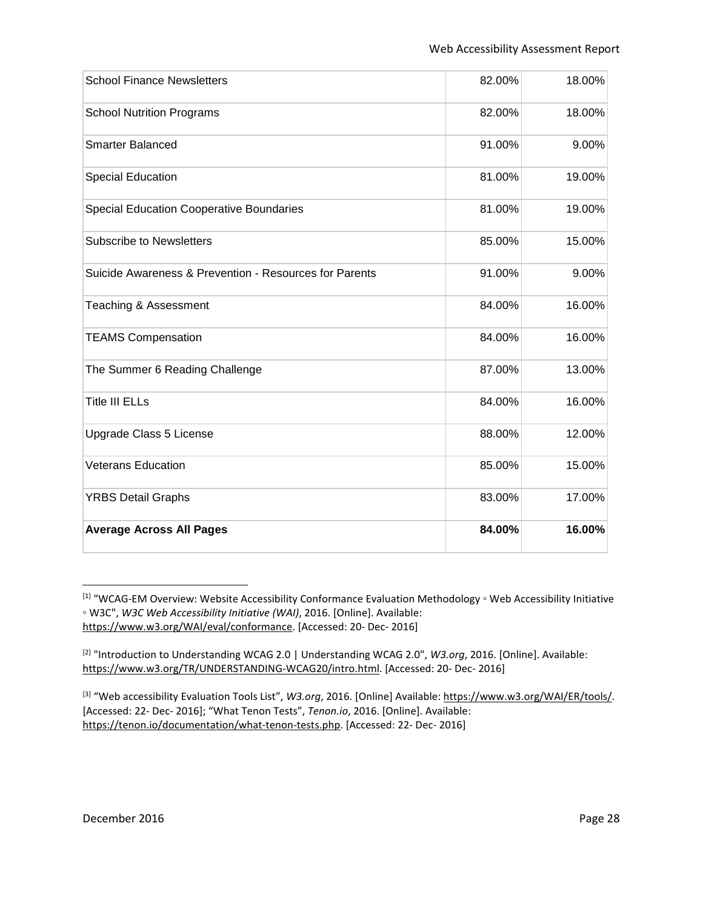| | | |
|---|---|---|
| School Finance Newsletters | 82.00% | 18.00% |
| School Nutrition Programs | 82.00% | 18.00% |
| Smarter Balanced | 91.00% | 9.00% |
| Special Education | 81.00% | 19.00% |
| Special Education Cooperative Boundaries | 81.00% | 19.00% |
| Subscribe to Newsletters | 85.00% | 15.00% |
| Suicide Awareness & Prevention - Resources for Parents | 91.00% | 9.00% |
| Teaching & Assessment | 84.00% | 16.00% |
| TEAMS Compensation | 84.00% | 16.00% |
| The Summer 6 Reading Challenge | 87.00% | 13.00% |
| Title III ELLs | 84.00% | 16.00% |
| Upgrade Class 5 License | 88.00% | 12.00% |
| Veterans Education | 85.00% | 15.00% |
| YRBS Detail Graphs | 83.00% | 17.00% |
| **Average Across All Pages** | **84.00%** | **16.00%** |

---

[1] "WCAG-EM Overview: Website Accessibility Conformance Evaluation Methodology ◦ Web Accessibility Initiative ◦ W3C", *W3C Web Accessibility Initiative (WAI)*, 2016. [Online]. Available: https://www.w3.org/WAI/eval/conformance. [Accessed: 20- Dec- 2016]

[2] "Introduction to Understanding WCAG 2.0 | Understanding WCAG 2.0", *W3.org*, 2016. [Online]. Available: https://www.w3.org/TR/UNDERSTANDING-WCAG20/intro.html. [Accessed: 20- Dec- 2016]

[3] "Web accessibility Evaluation Tools List", *W3.org*, 2016. [Online] Available: https://www.w3.org/WAI/ER/tools/. [Accessed: 22- Dec- 2016]; "What Tenon Tests", *Tenon.io*, 2016. [Online]. Available: https://tenon.io/documentation/what-tenon-tests.php. [Accessed: 22- Dec- 2016]